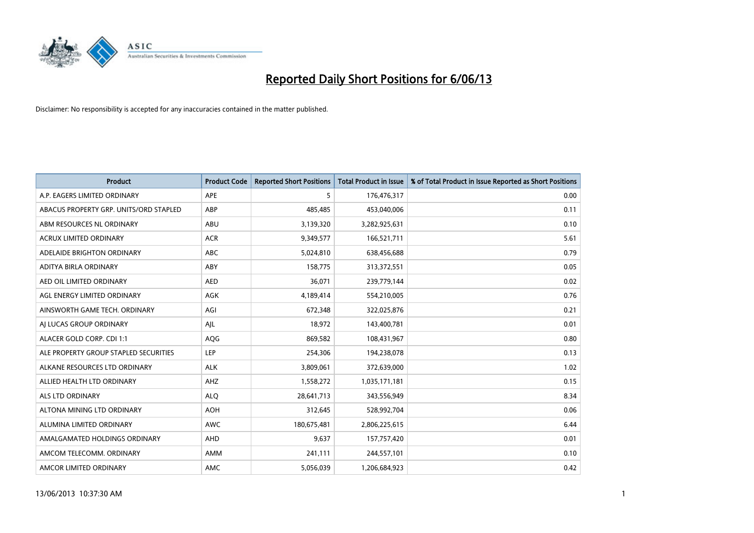# Reported Daily Short Positions for 6/06/13

Disclaimer: No responsibility is accepted for any inaccuracies contained in the matter published.

| Product | Product Code | Reported Short Positions | Total Product in Issue | % of Total Product in Issue Reported as Short Positions |
|---|---|---|---|---|
| A.P. EAGERS LIMITED ORDINARY | APE | 5 | 176,476,317 | 0.00 |
| ABACUS PROPERTY GRP. UNITS/ORD STAPLED | ABP | 485,485 | 453,040,006 | 0.11 |
| ABM RESOURCES NL ORDINARY | ABU | 3,139,320 | 3,282,925,631 | 0.10 |
| ACRUX LIMITED ORDINARY | ACR | 9,349,577 | 166,521,711 | 5.61 |
| ADELAIDE BRIGHTON ORDINARY | ABC | 5,024,810 | 638,456,688 | 0.79 |
| ADITYA BIRLA ORDINARY | ABY | 158,775 | 313,372,551 | 0.05 |
| AED OIL LIMITED ORDINARY | AED | 36,071 | 239,779,144 | 0.02 |
| AGL ENERGY LIMITED ORDINARY | AGK | 4,189,414 | 554,210,005 | 0.76 |
| AINSWORTH GAME TECH. ORDINARY | AGI | 672,348 | 322,025,876 | 0.21 |
| AJ LUCAS GROUP ORDINARY | AJL | 18,972 | 143,400,781 | 0.01 |
| ALACER GOLD CORP. CDI 1:1 | AQG | 869,582 | 108,431,967 | 0.80 |
| ALE PROPERTY GROUP STAPLED SECURITIES | LEP | 254,306 | 194,238,078 | 0.13 |
| ALKANE RESOURCES LTD ORDINARY | ALK | 3,809,061 | 372,639,000 | 1.02 |
| ALLIED HEALTH LTD ORDINARY | AHZ | 1,558,272 | 1,035,171,181 | 0.15 |
| ALS LTD ORDINARY | ALQ | 28,641,713 | 343,556,949 | 8.34 |
| ALTONA MINING LTD ORDINARY | AOH | 312,645 | 528,992,704 | 0.06 |
| ALUMINA LIMITED ORDINARY | AWC | 180,675,481 | 2,806,225,615 | 6.44 |
| AMALGAMATED HOLDINGS ORDINARY | AHD | 9,637 | 157,757,420 | 0.01 |
| AMCOM TELECOMM. ORDINARY | AMM | 241,111 | 244,557,101 | 0.10 |
| AMCOR LIMITED ORDINARY | AMC | 5,056,039 | 1,206,684,923 | 0.42 |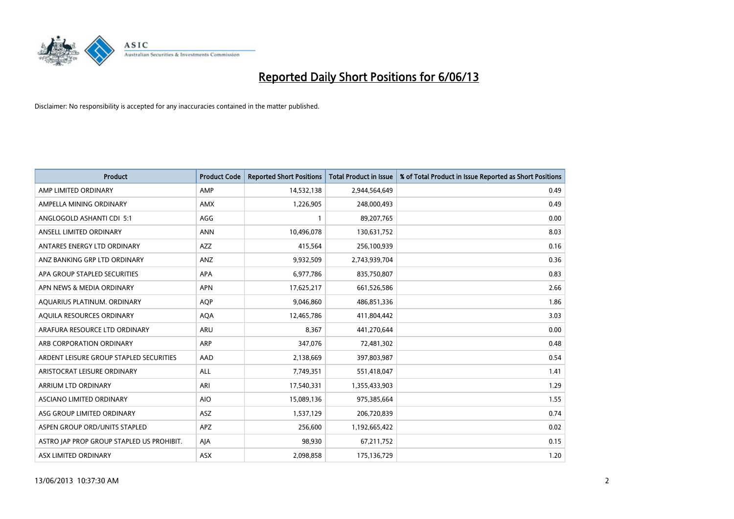# Reported Daily Short Positions for 6/06/13

Disclaimer: No responsibility is accepted for any inaccuracies contained in the matter published.

| Product | Product Code | Reported Short Positions | Total Product in Issue | % of Total Product in Issue Reported as Short Positions |
|---|---|---|---|---|
| AMP LIMITED ORDINARY | AMP | 14,532,138 | 2,944,564,649 | 0.49 |
| AMPELLA MINING ORDINARY | AMX | 1,226,905 | 248,000,493 | 0.49 |
| ANGLOGOLD ASHANTI CDI 5:1 | AGG | 1 | 89,207,765 | 0.00 |
| ANSELL LIMITED ORDINARY | ANN | 10,496,078 | 130,631,752 | 8.03 |
| ANTARES ENERGY LTD ORDINARY | AZZ | 415,564 | 256,100,939 | 0.16 |
| ANZ BANKING GRP LTD ORDINARY | ANZ | 9,932,509 | 2,743,939,704 | 0.36 |
| APA GROUP STAPLED SECURITIES | APA | 6,977,786 | 835,750,807 | 0.83 |
| APN NEWS & MEDIA ORDINARY | APN | 17,625,217 | 661,526,586 | 2.66 |
| AQUARIUS PLATINUM. ORDINARY | AQP | 9,046,860 | 486,851,336 | 1.86 |
| AQUILA RESOURCES ORDINARY | AQA | 12,465,786 | 411,804,442 | 3.03 |
| ARAFURA RESOURCE LTD ORDINARY | ARU | 8,367 | 441,270,644 | 0.00 |
| ARB CORPORATION ORDINARY | ARP | 347,076 | 72,481,302 | 0.48 |
| ARDENT LEISURE GROUP STAPLED SECURITIES | AAD | 2,138,669 | 397,803,987 | 0.54 |
| ARISTOCRAT LEISURE ORDINARY | ALL | 7,749,351 | 551,418,047 | 1.41 |
| ARRIUM LTD ORDINARY | ARI | 17,540,331 | 1,355,433,903 | 1.29 |
| ASCIANO LIMITED ORDINARY | AIO | 15,089,136 | 975,385,664 | 1.55 |
| ASG GROUP LIMITED ORDINARY | ASZ | 1,537,129 | 206,720,839 | 0.74 |
| ASPEN GROUP ORD/UNITS STAPLED | APZ | 256,600 | 1,192,665,422 | 0.02 |
| ASTRO JAP PROP GROUP STAPLED US PROHIBIT. | AJA | 98,930 | 67,211,752 | 0.15 |
| ASX LIMITED ORDINARY | ASX | 2,098,858 | 175,136,729 | 1.20 |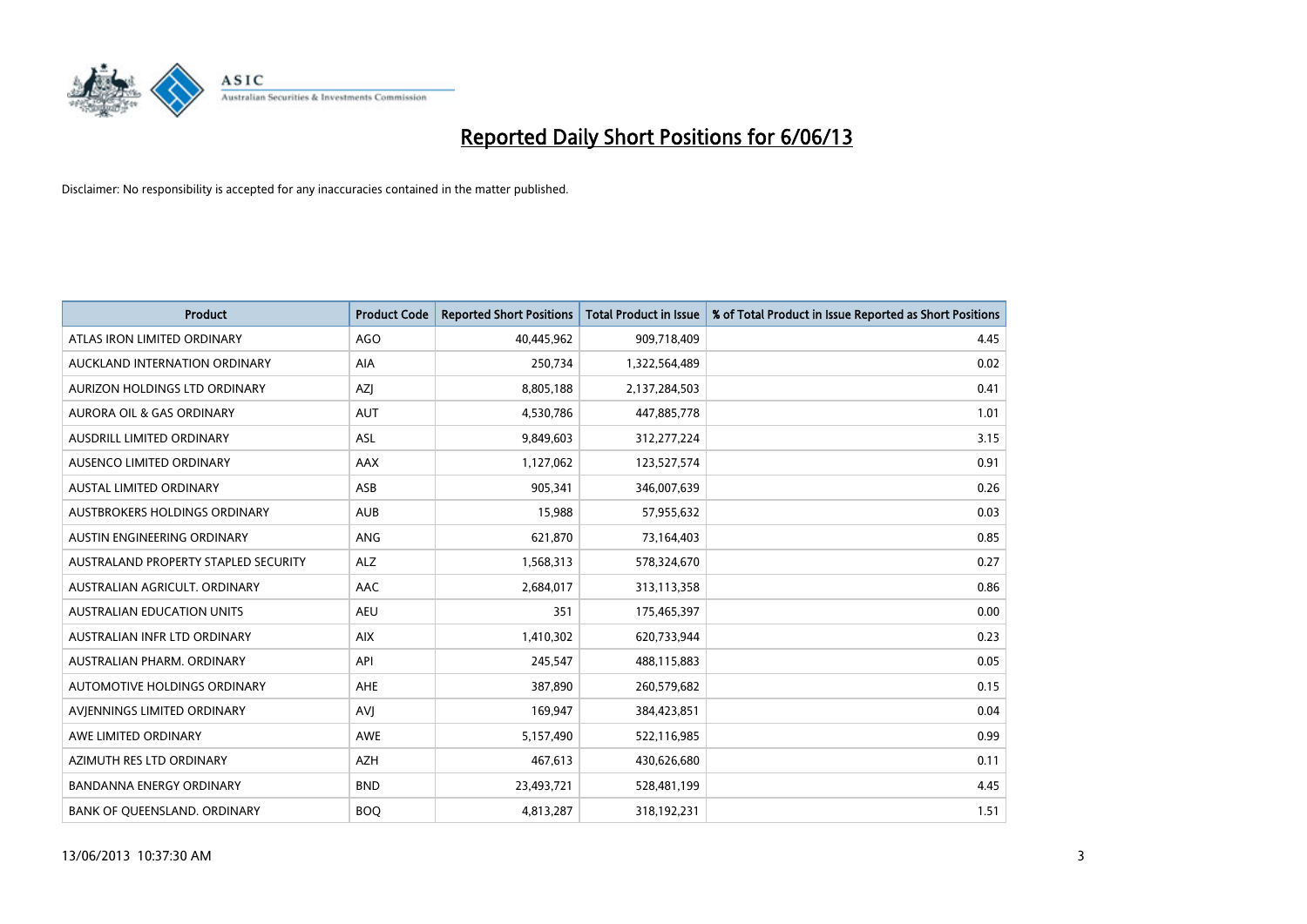# Reported Daily Short Positions for 6/06/13

Disclaimer: No responsibility is accepted for any inaccuracies contained in the matter published.

| Product | Product Code | Reported Short Positions | Total Product in Issue | % of Total Product in Issue Reported as Short Positions |
|---|---|---|---|---|
| ATLAS IRON LIMITED ORDINARY | AGO | 40,445,962 | 909,718,409 | 4.45 |
| AUCKLAND INTERNATION ORDINARY | AIA | 250,734 | 1,322,564,489 | 0.02 |
| AURIZON HOLDINGS LTD ORDINARY | AZJ | 8,805,188 | 2,137,284,503 | 0.41 |
| AURORA OIL & GAS ORDINARY | AUT | 4,530,786 | 447,885,778 | 1.01 |
| AUSDRILL LIMITED ORDINARY | ASL | 9,849,603 | 312,277,224 | 3.15 |
| AUSENCO LIMITED ORDINARY | AAX | 1,127,062 | 123,527,574 | 0.91 |
| AUSTAL LIMITED ORDINARY | ASB | 905,341 | 346,007,639 | 0.26 |
| AUSTBROKERS HOLDINGS ORDINARY | AUB | 15,988 | 57,955,632 | 0.03 |
| AUSTIN ENGINEERING ORDINARY | ANG | 621,870 | 73,164,403 | 0.85 |
| AUSTRALAND PROPERTY STAPLED SECURITY | ALZ | 1,568,313 | 578,324,670 | 0.27 |
| AUSTRALIAN AGRICULT. ORDINARY | AAC | 2,684,017 | 313,113,358 | 0.86 |
| AUSTRALIAN EDUCATION UNITS | AEU | 351 | 175,465,397 | 0.00 |
| AUSTRALIAN INFR LTD ORDINARY | AIX | 1,410,302 | 620,733,944 | 0.23 |
| AUSTRALIAN PHARM. ORDINARY | API | 245,547 | 488,115,883 | 0.05 |
| AUTOMOTIVE HOLDINGS ORDINARY | AHE | 387,890 | 260,579,682 | 0.15 |
| AVJENNINGS LIMITED ORDINARY | AVJ | 169,947 | 384,423,851 | 0.04 |
| AWE LIMITED ORDINARY | AWE | 5,157,490 | 522,116,985 | 0.99 |
| AZIMUTH RES LTD ORDINARY | AZH | 467,613 | 430,626,680 | 0.11 |
| BANDANNA ENERGY ORDINARY | BND | 23,493,721 | 528,481,199 | 4.45 |
| BANK OF QUEENSLAND. ORDINARY | BOQ | 4,813,287 | 318,192,231 | 1.51 |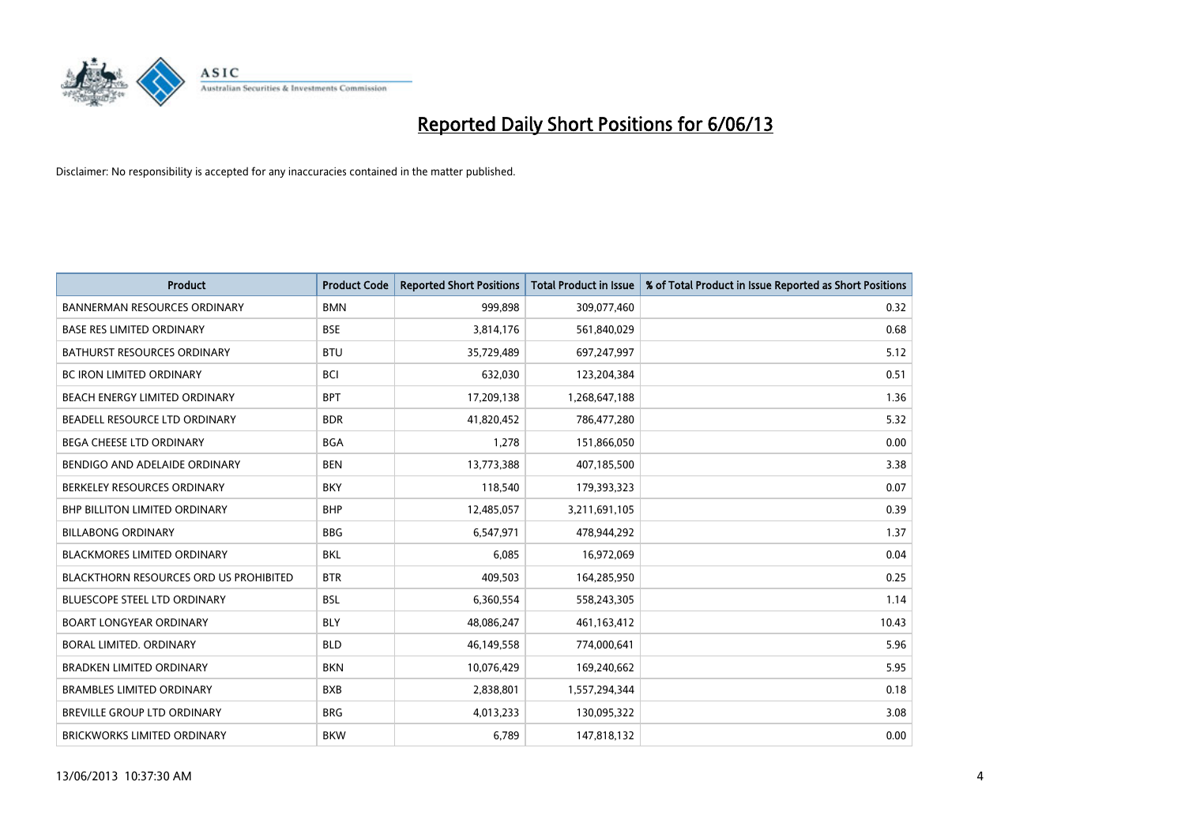# Reported Daily Short Positions for 6/06/13

Disclaimer: No responsibility is accepted for any inaccuracies contained in the matter published.

| Product | Product Code | Reported Short Positions | Total Product in Issue | % of Total Product in Issue Reported as Short Positions |
|---|---|---|---|---|
| BANNERMAN RESOURCES ORDINARY | BMN | 999,898 | 309,077,460 | 0.32 |
| BASE RES LIMITED ORDINARY | BSE | 3,814,176 | 561,840,029 | 0.68 |
| BATHURST RESOURCES ORDINARY | BTU | 35,729,489 | 697,247,997 | 5.12 |
| BC IRON LIMITED ORDINARY | BCI | 632,030 | 123,204,384 | 0.51 |
| BEACH ENERGY LIMITED ORDINARY | BPT | 17,209,138 | 1,268,647,188 | 1.36 |
| BEADELL RESOURCE LTD ORDINARY | BDR | 41,820,452 | 786,477,280 | 5.32 |
| BEGA CHEESE LTD ORDINARY | BGA | 1,278 | 151,866,050 | 0.00 |
| BENDIGO AND ADELAIDE ORDINARY | BEN | 13,773,388 | 407,185,500 | 3.38 |
| BERKELEY RESOURCES ORDINARY | BKY | 118,540 | 179,393,323 | 0.07 |
| BHP BILLITON LIMITED ORDINARY | BHP | 12,485,057 | 3,211,691,105 | 0.39 |
| BILLABONG ORDINARY | BBG | 6,547,971 | 478,944,292 | 1.37 |
| BLACKMORES LIMITED ORDINARY | BKL | 6,085 | 16,972,069 | 0.04 |
| BLACKTHORN RESOURCES ORD US PROHIBITED | BTR | 409,503 | 164,285,950 | 0.25 |
| BLUESCOPE STEEL LTD ORDINARY | BSL | 6,360,554 | 558,243,305 | 1.14 |
| BOART LONGYEAR ORDINARY | BLY | 48,086,247 | 461,163,412 | 10.43 |
| BORAL LIMITED. ORDINARY | BLD | 46,149,558 | 774,000,641 | 5.96 |
| BRADKEN LIMITED ORDINARY | BKN | 10,076,429 | 169,240,662 | 5.95 |
| BRAMBLES LIMITED ORDINARY | BXB | 2,838,801 | 1,557,294,344 | 0.18 |
| BREVILLE GROUP LTD ORDINARY | BRG | 4,013,233 | 130,095,322 | 3.08 |
| BRICKWORKS LIMITED ORDINARY | BKW | 6,789 | 147,818,132 | 0.00 |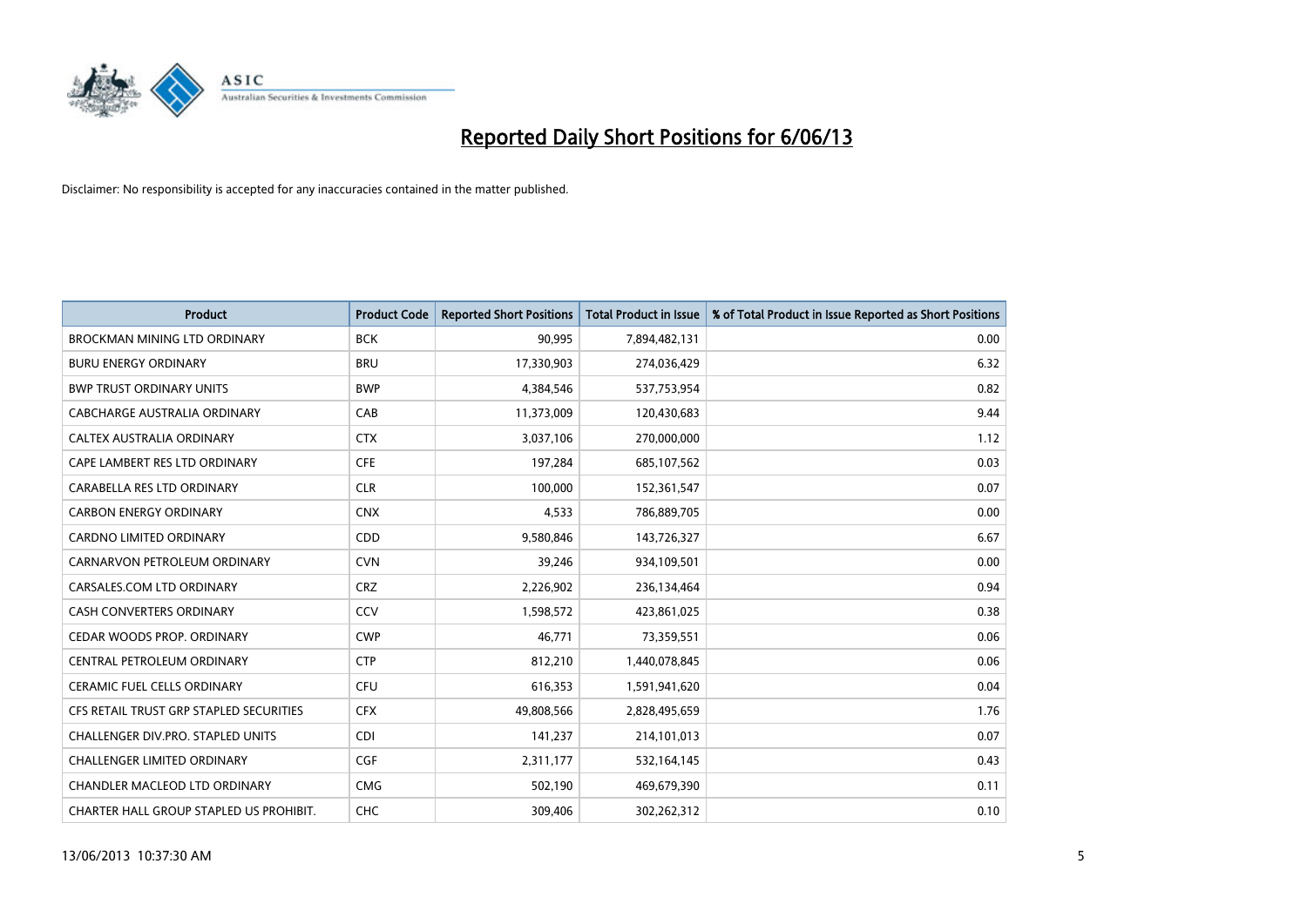# Reported Daily Short Positions for 6/06/13

Disclaimer: No responsibility is accepted for any inaccuracies contained in the matter published.

| Product | Product Code | Reported Short Positions | Total Product in Issue | % of Total Product in Issue Reported as Short Positions |
|---|---|---|---|---|
| BROCKMAN MINING LTD ORDINARY | BCK | 90,995 | 7,894,482,131 | 0.00 |
| BURU ENERGY ORDINARY | BRU | 17,330,903 | 274,036,429 | 6.32 |
| BWP TRUST ORDINARY UNITS | BWP | 4,384,546 | 537,753,954 | 0.82 |
| CABCHARGE AUSTRALIA ORDINARY | CAB | 11,373,009 | 120,430,683 | 9.44 |
| CALTEX AUSTRALIA ORDINARY | CTX | 3,037,106 | 270,000,000 | 1.12 |
| CAPE LAMBERT RES LTD ORDINARY | CFE | 197,284 | 685,107,562 | 0.03 |
| CARABELLA RES LTD ORDINARY | CLR | 100,000 | 152,361,547 | 0.07 |
| CARBON ENERGY ORDINARY | CNX | 4,533 | 786,889,705 | 0.00 |
| CARDNO LIMITED ORDINARY | CDD | 9,580,846 | 143,726,327 | 6.67 |
| CARNARVON PETROLEUM ORDINARY | CVN | 39,246 | 934,109,501 | 0.00 |
| CARSALES.COM LTD ORDINARY | CRZ | 2,226,902 | 236,134,464 | 0.94 |
| CASH CONVERTERS ORDINARY | CCV | 1,598,572 | 423,861,025 | 0.38 |
| CEDAR WOODS PROP. ORDINARY | CWP | 46,771 | 73,359,551 | 0.06 |
| CENTRAL PETROLEUM ORDINARY | CTP | 812,210 | 1,440,078,845 | 0.06 |
| CERAMIC FUEL CELLS ORDINARY | CFU | 616,353 | 1,591,941,620 | 0.04 |
| CFS RETAIL TRUST GRP STAPLED SECURITIES | CFX | 49,808,566 | 2,828,495,659 | 1.76 |
| CHALLENGER DIV.PRO. STAPLED UNITS | CDI | 141,237 | 214,101,013 | 0.07 |
| CHALLENGER LIMITED ORDINARY | CGF | 2,311,177 | 532,164,145 | 0.43 |
| CHANDLER MACLEOD LTD ORDINARY | CMG | 502,190 | 469,679,390 | 0.11 |
| CHARTER HALL GROUP STAPLED US PROHIBIT. | CHC | 309,406 | 302,262,312 | 0.10 |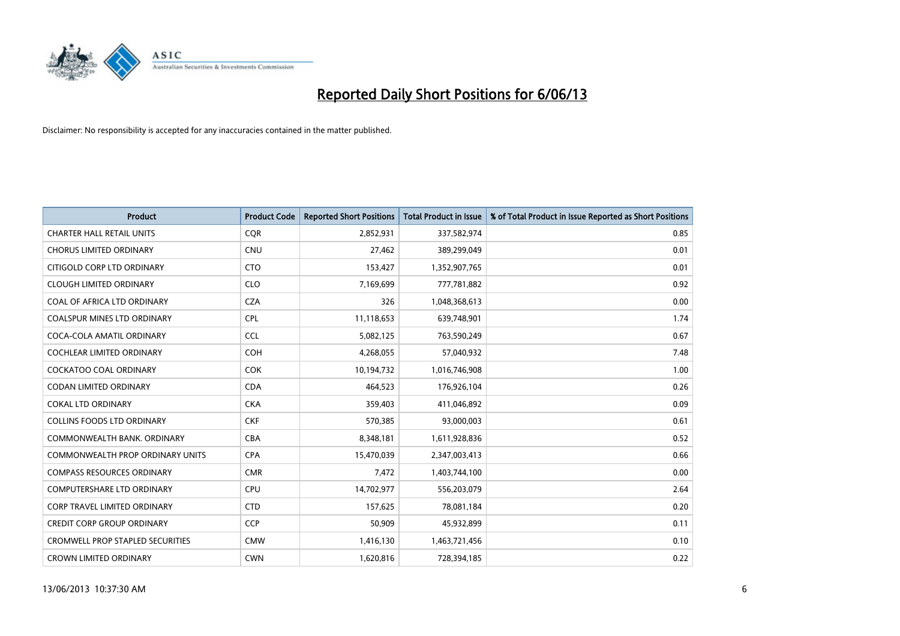# Reported Daily Short Positions for 6/06/13

Disclaimer: No responsibility is accepted for any inaccuracies contained in the matter published.

| Product | Product Code | Reported Short Positions | Total Product in Issue | % of Total Product in Issue Reported as Short Positions |
|---|---|---|---|---|
| CHARTER HALL RETAIL UNITS | CQR | 2,852,931 | 337,582,974 | 0.85 |
| CHORUS LIMITED ORDINARY | CNU | 27,462 | 389,299,049 | 0.01 |
| CITIGOLD CORP LTD ORDINARY | CTO | 153,427 | 1,352,907,765 | 0.01 |
| CLOUGH LIMITED ORDINARY | CLO | 7,169,699 | 777,781,882 | 0.92 |
| COAL OF AFRICA LTD ORDINARY | CZA | 326 | 1,048,368,613 | 0.00 |
| COALSPUR MINES LTD ORDINARY | CPL | 11,118,653 | 639,748,901 | 1.74 |
| COCA-COLA AMATIL ORDINARY | CCL | 5,082,125 | 763,590,249 | 0.67 |
| COCHLEAR LIMITED ORDINARY | COH | 4,268,055 | 57,040,932 | 7.48 |
| COCKATOO COAL ORDINARY | COK | 10,194,732 | 1,016,746,908 | 1.00 |
| CODAN LIMITED ORDINARY | CDA | 464,523 | 176,926,104 | 0.26 |
| COKAL LTD ORDINARY | CKA | 359,403 | 411,046,892 | 0.09 |
| COLLINS FOODS LTD ORDINARY | CKF | 570,385 | 93,000,003 | 0.61 |
| COMMONWEALTH BANK. ORDINARY | CBA | 8,348,181 | 1,611,928,836 | 0.52 |
| COMMONWEALTH PROP ORDINARY UNITS | CPA | 15,470,039 | 2,347,003,413 | 0.66 |
| COMPASS RESOURCES ORDINARY | CMR | 7,472 | 1,403,744,100 | 0.00 |
| COMPUTERSHARE LTD ORDINARY | CPU | 14,702,977 | 556,203,079 | 2.64 |
| CORP TRAVEL LIMITED ORDINARY | CTD | 157,625 | 78,081,184 | 0.20 |
| CREDIT CORP GROUP ORDINARY | CCP | 50,909 | 45,932,899 | 0.11 |
| CROMWELL PROP STAPLED SECURITIES | CMW | 1,416,130 | 1,463,721,456 | 0.10 |
| CROWN LIMITED ORDINARY | CWN | 1,620,816 | 728,394,185 | 0.22 |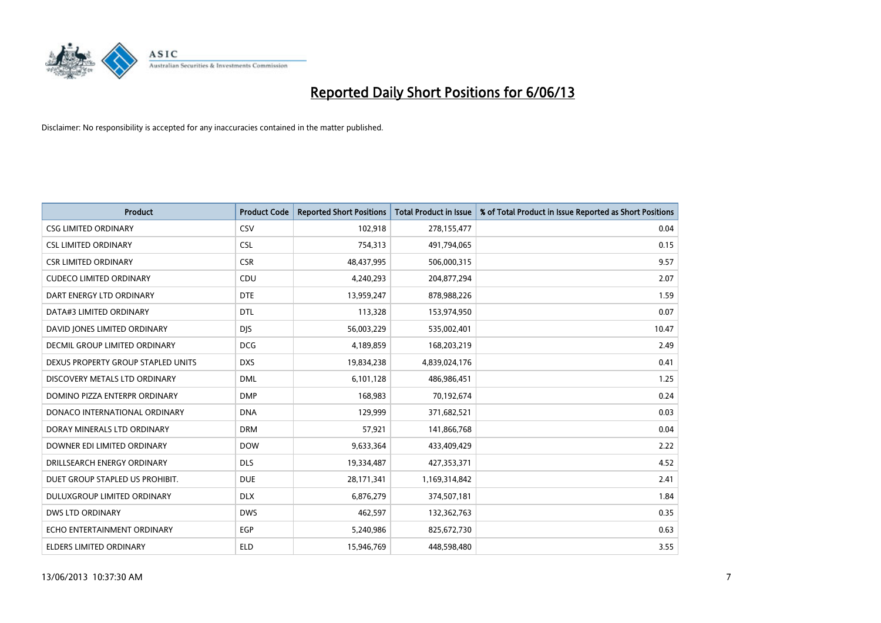# Reported Daily Short Positions for 6/06/13

Disclaimer: No responsibility is accepted for any inaccuracies contained in the matter published.

| Product | Product Code | Reported Short Positions | Total Product in Issue | % of Total Product in Issue Reported as Short Positions |
|---|---|---|---|---|
| CSG LIMITED ORDINARY | CSV | 102,918 | 278,155,477 | 0.04 |
| CSL LIMITED ORDINARY | CSL | 754,313 | 491,794,065 | 0.15 |
| CSR LIMITED ORDINARY | CSR | 48,437,995 | 506,000,315 | 9.57 |
| CUDECO LIMITED ORDINARY | CDU | 4,240,293 | 204,877,294 | 2.07 |
| DART ENERGY LTD ORDINARY | DTE | 13,959,247 | 878,988,226 | 1.59 |
| DATA#3 LIMITED ORDINARY | DTL | 113,328 | 153,974,950 | 0.07 |
| DAVID JONES LIMITED ORDINARY | DJS | 56,003,229 | 535,002,401 | 10.47 |
| DECMIL GROUP LIMITED ORDINARY | DCG | 4,189,859 | 168,203,219 | 2.49 |
| DEXUS PROPERTY GROUP STAPLED UNITS | DXS | 19,834,238 | 4,839,024,176 | 0.41 |
| DISCOVERY METALS LTD ORDINARY | DML | 6,101,128 | 486,986,451 | 1.25 |
| DOMINO PIZZA ENTERPR ORDINARY | DMP | 168,983 | 70,192,674 | 0.24 |
| DONACO INTERNATIONAL ORDINARY | DNA | 129,999 | 371,682,521 | 0.03 |
| DORAY MINERALS LTD ORDINARY | DRM | 57,921 | 141,866,768 | 0.04 |
| DOWNER EDI LIMITED ORDINARY | DOW | 9,633,364 | 433,409,429 | 2.22 |
| DRILLSEARCH ENERGY ORDINARY | DLS | 19,334,487 | 427,353,371 | 4.52 |
| DUET GROUP STAPLED US PROHIBIT. | DUE | 28,171,341 | 1,169,314,842 | 2.41 |
| DULUXGROUP LIMITED ORDINARY | DLX | 6,876,279 | 374,507,181 | 1.84 |
| DWS LTD ORDINARY | DWS | 462,597 | 132,362,763 | 0.35 |
| ECHO ENTERTAINMENT ORDINARY | EGP | 5,240,986 | 825,672,730 | 0.63 |
| ELDERS LIMITED ORDINARY | ELD | 15,946,769 | 448,598,480 | 3.55 |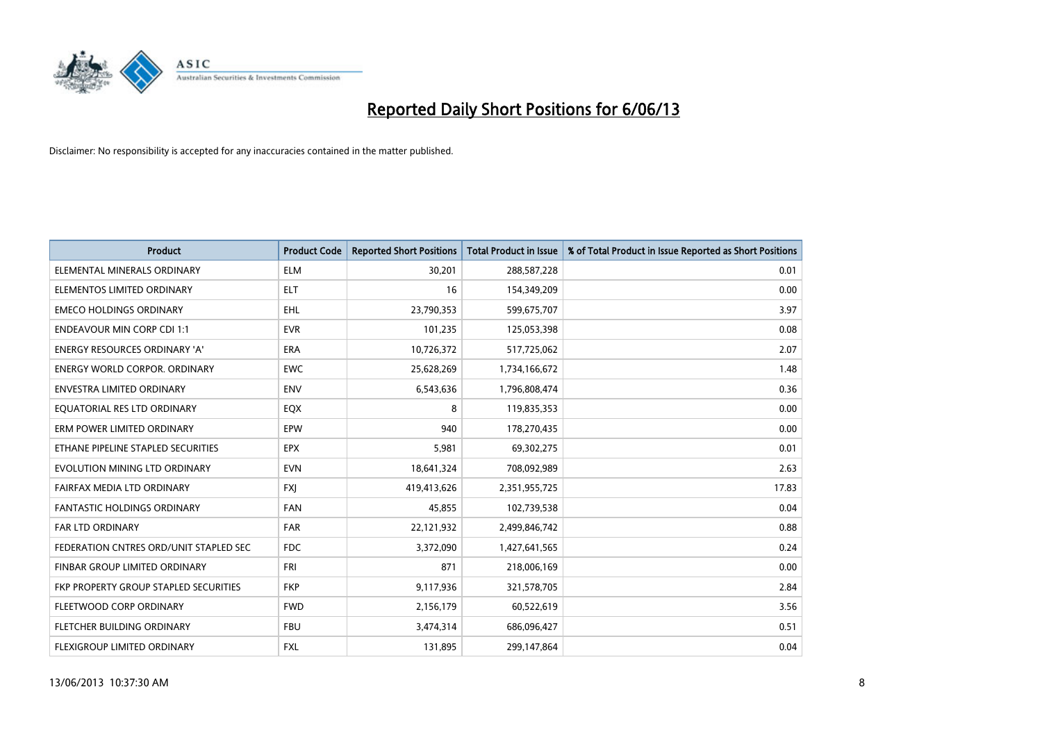# Reported Daily Short Positions for 6/06/13

Disclaimer: No responsibility is accepted for any inaccuracies contained in the matter published.

| Product | Product Code | Reported Short Positions | Total Product in Issue | % of Total Product in Issue Reported as Short Positions |
|---|---|---|---|---|
| ELEMENTAL MINERALS ORDINARY | ELM | 30,201 | 288,587,228 | 0.01 |
| ELEMENTOS LIMITED ORDINARY | ELT | 16 | 154,349,209 | 0.00 |
| EMECO HOLDINGS ORDINARY | EHL | 23,790,353 | 599,675,707 | 3.97 |
| ENDEAVOUR MIN CORP CDI 1:1 | EVR | 101,235 | 125,053,398 | 0.08 |
| ENERGY RESOURCES ORDINARY 'A' | ERA | 10,726,372 | 517,725,062 | 2.07 |
| ENERGY WORLD CORPOR. ORDINARY | EWC | 25,628,269 | 1,734,166,672 | 1.48 |
| ENVESTRA LIMITED ORDINARY | ENV | 6,543,636 | 1,796,808,474 | 0.36 |
| EQUATORIAL RES LTD ORDINARY | EQX | 8 | 119,835,353 | 0.00 |
| ERM POWER LIMITED ORDINARY | EPW | 940 | 178,270,435 | 0.00 |
| ETHANE PIPELINE STAPLED SECURITIES | EPX | 5,981 | 69,302,275 | 0.01 |
| EVOLUTION MINING LTD ORDINARY | EVN | 18,641,324 | 708,092,989 | 2.63 |
| FAIRFAX MEDIA LTD ORDINARY | FXJ | 419,413,626 | 2,351,955,725 | 17.83 |
| FANTASTIC HOLDINGS ORDINARY | FAN | 45,855 | 102,739,538 | 0.04 |
| FAR LTD ORDINARY | FAR | 22,121,932 | 2,499,846,742 | 0.88 |
| FEDERATION CNTRES ORD/UNIT STAPLED SEC | FDC | 3,372,090 | 1,427,641,565 | 0.24 |
| FINBAR GROUP LIMITED ORDINARY | FRI | 871 | 218,006,169 | 0.00 |
| FKP PROPERTY GROUP STAPLED SECURITIES | FKP | 9,117,936 | 321,578,705 | 2.84 |
| FLEETWOOD CORP ORDINARY | FWD | 2,156,179 | 60,522,619 | 3.56 |
| FLETCHER BUILDING ORDINARY | FBU | 3,474,314 | 686,096,427 | 0.51 |
| FLEXIGROUP LIMITED ORDINARY | FXL | 131,895 | 299,147,864 | 0.04 |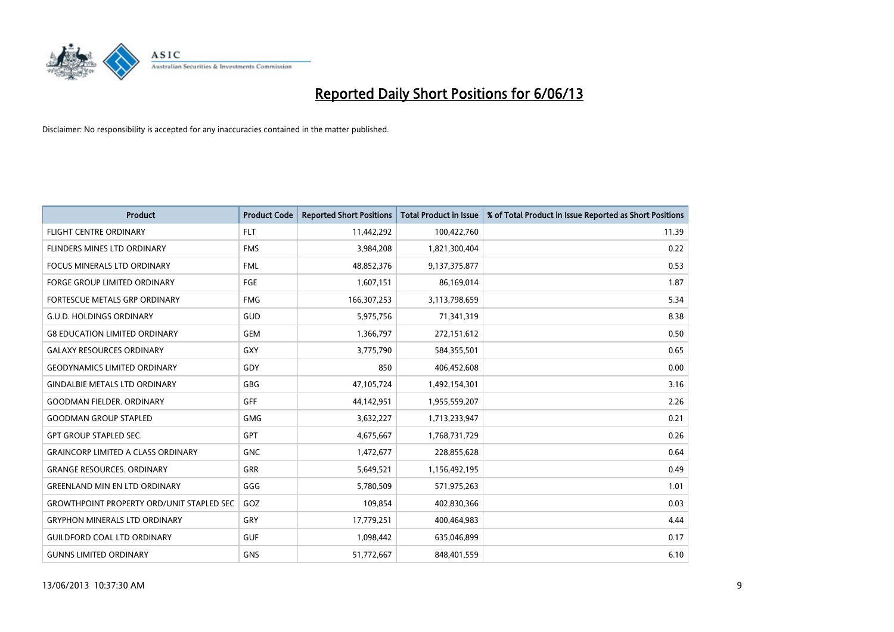# Reported Daily Short Positions for 6/06/13

Disclaimer: No responsibility is accepted for any inaccuracies contained in the matter published.

| Product | Product Code | Reported Short Positions | Total Product in Issue | % of Total Product in Issue Reported as Short Positions |
|---|---|---|---|---|
| FLIGHT CENTRE ORDINARY | FLT | 11,442,292 | 100,422,760 | 11.39 |
| FLINDERS MINES LTD ORDINARY | FMS | 3,984,208 | 1,821,300,404 | 0.22 |
| FOCUS MINERALS LTD ORDINARY | FML | 48,852,376 | 9,137,375,877 | 0.53 |
| FORGE GROUP LIMITED ORDINARY | FGE | 1,607,151 | 86,169,014 | 1.87 |
| FORTESCUE METALS GRP ORDINARY | FMG | 166,307,253 | 3,113,798,659 | 5.34 |
| G.U.D. HOLDINGS ORDINARY | GUD | 5,975,756 | 71,341,319 | 8.38 |
| G8 EDUCATION LIMITED ORDINARY | GEM | 1,366,797 | 272,151,612 | 0.50 |
| GALAXY RESOURCES ORDINARY | GXY | 3,775,790 | 584,355,501 | 0.65 |
| GEODYNAMICS LIMITED ORDINARY | GDY | 850 | 406,452,608 | 0.00 |
| GINDALBIE METALS LTD ORDINARY | GBG | 47,105,724 | 1,492,154,301 | 3.16 |
| GOODMAN FIELDER. ORDINARY | GFF | 44,142,951 | 1,955,559,207 | 2.26 |
| GOODMAN GROUP STAPLED | GMG | 3,632,227 | 1,713,233,947 | 0.21 |
| GPT GROUP STAPLED SEC. | GPT | 4,675,667 | 1,768,731,729 | 0.26 |
| GRAINCORP LIMITED A CLASS ORDINARY | GNC | 1,472,677 | 228,855,628 | 0.64 |
| GRANGE RESOURCES. ORDINARY | GRR | 5,649,521 | 1,156,492,195 | 0.49 |
| GREENLAND MIN EN LTD ORDINARY | GGG | 5,780,509 | 571,975,263 | 1.01 |
| GROWTHPOINT PROPERTY ORD/UNIT STAPLED SEC | GOZ | 109,854 | 402,830,366 | 0.03 |
| GRYPHON MINERALS LTD ORDINARY | GRY | 17,779,251 | 400,464,983 | 4.44 |
| GUILDFORD COAL LTD ORDINARY | GUF | 1,098,442 | 635,046,899 | 0.17 |
| GUNNS LIMITED ORDINARY | GNS | 51,772,667 | 848,401,559 | 6.10 |

13/06/2013 10:37:30 AM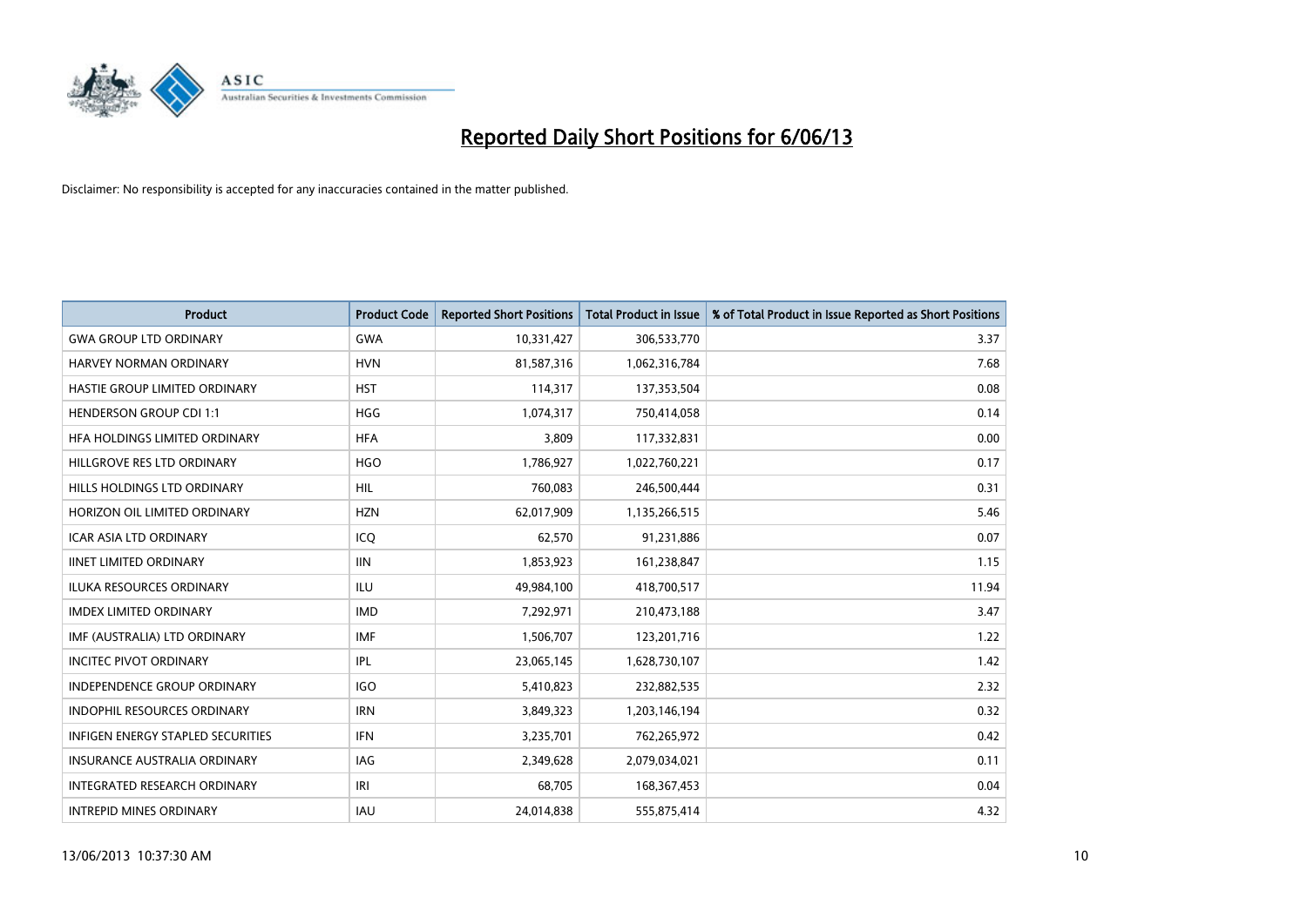# Reported Daily Short Positions for 6/06/13

Disclaimer: No responsibility is accepted for any inaccuracies contained in the matter published.

| Product | Product Code | Reported Short Positions | Total Product in Issue | % of Total Product in Issue Reported as Short Positions |
|---|---|---|---|---|
| GWA GROUP LTD ORDINARY | GWA | 10,331,427 | 306,533,770 | 3.37 |
| HARVEY NORMAN ORDINARY | HVN | 81,587,316 | 1,062,316,784 | 7.68 |
| HASTIE GROUP LIMITED ORDINARY | HST | 114,317 | 137,353,504 | 0.08 |
| HENDERSON GROUP CDI 1:1 | HGG | 1,074,317 | 750,414,058 | 0.14 |
| HFA HOLDINGS LIMITED ORDINARY | HFA | 3,809 | 117,332,831 | 0.00 |
| HILLGROVE RES LTD ORDINARY | HGO | 1,786,927 | 1,022,760,221 | 0.17 |
| HILLS HOLDINGS LTD ORDINARY | HIL | 760,083 | 246,500,444 | 0.31 |
| HORIZON OIL LIMITED ORDINARY | HZN | 62,017,909 | 1,135,266,515 | 5.46 |
| ICAR ASIA LTD ORDINARY | ICQ | 62,570 | 91,231,886 | 0.07 |
| IINET LIMITED ORDINARY | IIN | 1,853,923 | 161,238,847 | 1.15 |
| ILUKA RESOURCES ORDINARY | ILU | 49,984,100 | 418,700,517 | 11.94 |
| IMDEX LIMITED ORDINARY | IMD | 7,292,971 | 210,473,188 | 3.47 |
| IMF (AUSTRALIA) LTD ORDINARY | IMF | 1,506,707 | 123,201,716 | 1.22 |
| INCITEC PIVOT ORDINARY | IPL | 23,065,145 | 1,628,730,107 | 1.42 |
| INDEPENDENCE GROUP ORDINARY | IGO | 5,410,823 | 232,882,535 | 2.32 |
| INDOPHIL RESOURCES ORDINARY | IRN | 3,849,323 | 1,203,146,194 | 0.32 |
| INFIGEN ENERGY STAPLED SECURITIES | IFN | 3,235,701 | 762,265,972 | 0.42 |
| INSURANCE AUSTRALIA ORDINARY | IAG | 2,349,628 | 2,079,034,021 | 0.11 |
| INTEGRATED RESEARCH ORDINARY | IRI | 68,705 | 168,367,453 | 0.04 |
| INTREPID MINES ORDINARY | IAU | 24,014,838 | 555,875,414 | 4.32 |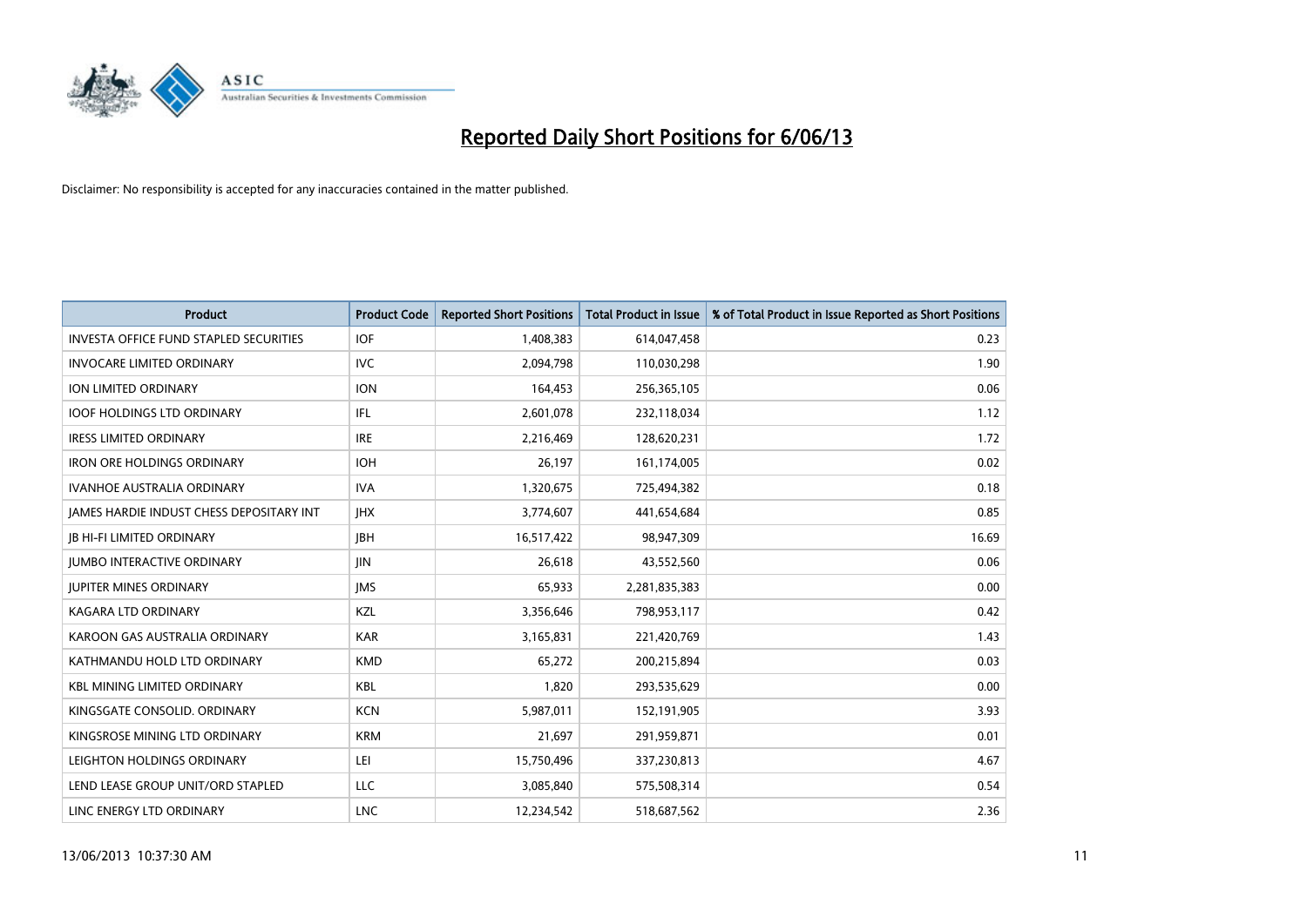# Reported Daily Short Positions for 6/06/13

Disclaimer: No responsibility is accepted for any inaccuracies contained in the matter published.

| Product | Product Code | Reported Short Positions | Total Product in Issue | % of Total Product in Issue Reported as Short Positions |
|---|---|---|---|---|
| INVESTA OFFICE FUND STAPLED SECURITIES | IOF | 1,408,383 | 614,047,458 | 0.23 |
| INVOCARE LIMITED ORDINARY | IVC | 2,094,798 | 110,030,298 | 1.90 |
| ION LIMITED ORDINARY | ION | 164,453 | 256,365,105 | 0.06 |
| IOOF HOLDINGS LTD ORDINARY | IFL | 2,601,078 | 232,118,034 | 1.12 |
| IRESS LIMITED ORDINARY | IRE | 2,216,469 | 128,620,231 | 1.72 |
| IRON ORE HOLDINGS ORDINARY | IOH | 26,197 | 161,174,005 | 0.02 |
| IVANHOE AUSTRALIA ORDINARY | IVA | 1,320,675 | 725,494,382 | 0.18 |
| JAMES HARDIE INDUST CHESS DEPOSITARY INT | JHX | 3,774,607 | 441,654,684 | 0.85 |
| JB HI-FI LIMITED ORDINARY | JBH | 16,517,422 | 98,947,309 | 16.69 |
| JUMBO INTERACTIVE ORDINARY | JIN | 26,618 | 43,552,560 | 0.06 |
| JUPITER MINES ORDINARY | JMS | 65,933 | 2,281,835,383 | 0.00 |
| KAGARA LTD ORDINARY | KZL | 3,356,646 | 798,953,117 | 0.42 |
| KAROON GAS AUSTRALIA ORDINARY | KAR | 3,165,831 | 221,420,769 | 1.43 |
| KATHMANDU HOLD LTD ORDINARY | KMD | 65,272 | 200,215,894 | 0.03 |
| KBL MINING LIMITED ORDINARY | KBL | 1,820 | 293,535,629 | 0.00 |
| KINGSGATE CONSOLID. ORDINARY | KCN | 5,987,011 | 152,191,905 | 3.93 |
| KINGSROSE MINING LTD ORDINARY | KRM | 21,697 | 291,959,871 | 0.01 |
| LEIGHTON HOLDINGS ORDINARY | LEI | 15,750,496 | 337,230,813 | 4.67 |
| LEND LEASE GROUP UNIT/ORD STAPLED | LLC | 3,085,840 | 575,508,314 | 0.54 |
| LINC ENERGY LTD ORDINARY | LNC | 12,234,542 | 518,687,562 | 2.36 |

13/06/2013 10:37:30 AM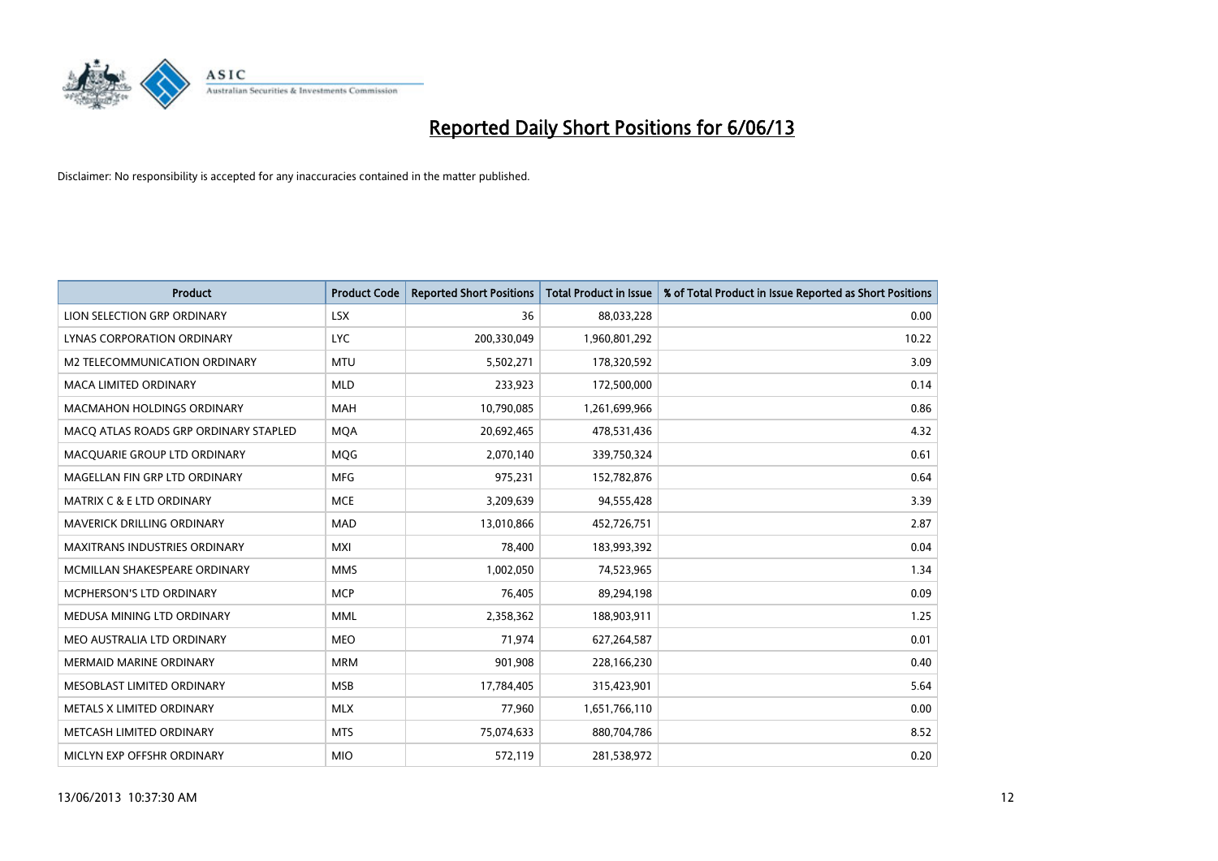# Reported Daily Short Positions for 6/06/13

Disclaimer: No responsibility is accepted for any inaccuracies contained in the matter published.

| Product | Product Code | Reported Short Positions | Total Product in Issue | % of Total Product in Issue Reported as Short Positions |
|---|---|---|---|---|
| LION SELECTION GRP ORDINARY | LSX | 36 | 88,033,228 | 0.00 |
| LYNAS CORPORATION ORDINARY | LYC | 200,330,049 | 1,960,801,292 | 10.22 |
| M2 TELECOMMUNICATION ORDINARY | MTU | 5,502,271 | 178,320,592 | 3.09 |
| MACA LIMITED ORDINARY | MLD | 233,923 | 172,500,000 | 0.14 |
| MACMAHON HOLDINGS ORDINARY | MAH | 10,790,085 | 1,261,699,966 | 0.86 |
| MACQ ATLAS ROADS GRP ORDINARY STAPLED | MQA | 20,692,465 | 478,531,436 | 4.32 |
| MACQUARIE GROUP LTD ORDINARY | MQG | 2,070,140 | 339,750,324 | 0.61 |
| MAGELLAN FIN GRP LTD ORDINARY | MFG | 975,231 | 152,782,876 | 0.64 |
| MATRIX C & E LTD ORDINARY | MCE | 3,209,639 | 94,555,428 | 3.39 |
| MAVERICK DRILLING ORDINARY | MAD | 13,010,866 | 452,726,751 | 2.87 |
| MAXITRANS INDUSTRIES ORDINARY | MXI | 78,400 | 183,993,392 | 0.04 |
| MCMILLAN SHAKESPEARE ORDINARY | MMS | 1,002,050 | 74,523,965 | 1.34 |
| MCPHERSON'S LTD ORDINARY | MCP | 76,405 | 89,294,198 | 0.09 |
| MEDUSA MINING LTD ORDINARY | MML | 2,358,362 | 188,903,911 | 1.25 |
| MEO AUSTRALIA LTD ORDINARY | MEO | 71,974 | 627,264,587 | 0.01 |
| MERMAID MARINE ORDINARY | MRM | 901,908 | 228,166,230 | 0.40 |
| MESOBLAST LIMITED ORDINARY | MSB | 17,784,405 | 315,423,901 | 5.64 |
| METALS X LIMITED ORDINARY | MLX | 77,960 | 1,651,766,110 | 0.00 |
| METCASH LIMITED ORDINARY | MTS | 75,074,633 | 880,704,786 | 8.52 |
| MICLYN EXP OFFSHR ORDINARY | MIO | 572,119 | 281,538,972 | 0.20 |

13/06/2013 10:37:30 AM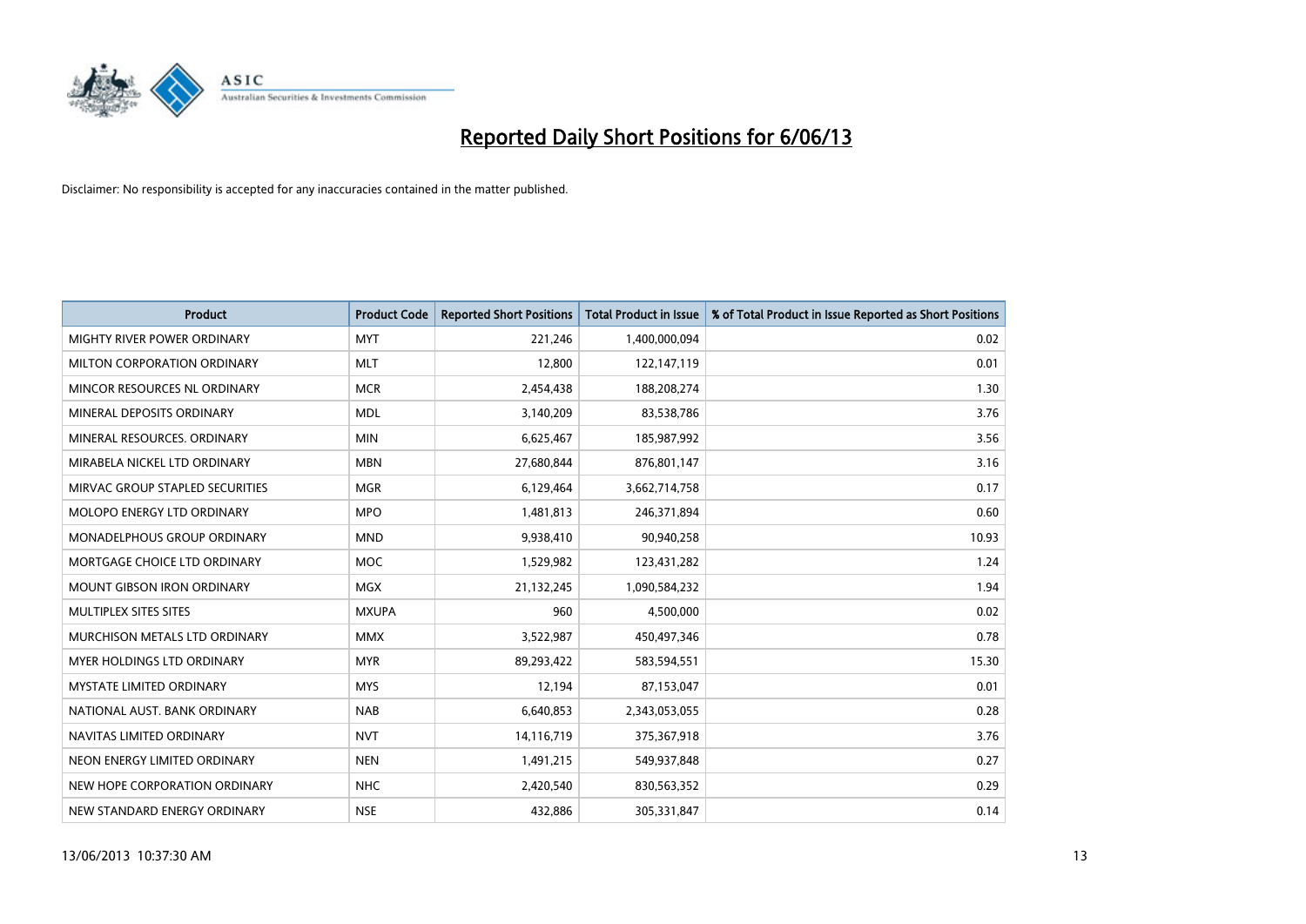# Reported Daily Short Positions for 6/06/13

Disclaimer: No responsibility is accepted for any inaccuracies contained in the matter published.

| Product | Product Code | Reported Short Positions | Total Product in Issue | % of Total Product in Issue Reported as Short Positions |
|---|---|---|---|---|
| MIGHTY RIVER POWER ORDINARY | MYT | 221,246 | 1,400,000,094 | 0.02 |
| MILTON CORPORATION ORDINARY | MLT | 12,800 | 122,147,119 | 0.01 |
| MINCOR RESOURCES NL ORDINARY | MCR | 2,454,438 | 188,208,274 | 1.30 |
| MINERAL DEPOSITS ORDINARY | MDL | 3,140,209 | 83,538,786 | 3.76 |
| MINERAL RESOURCES. ORDINARY | MIN | 6,625,467 | 185,987,992 | 3.56 |
| MIRABELA NICKEL LTD ORDINARY | MBN | 27,680,844 | 876,801,147 | 3.16 |
| MIRVAC GROUP STAPLED SECURITIES | MGR | 6,129,464 | 3,662,714,758 | 0.17 |
| MOLOPO ENERGY LTD ORDINARY | MPO | 1,481,813 | 246,371,894 | 0.60 |
| MONADELPHOUS GROUP ORDINARY | MND | 9,938,410 | 90,940,258 | 10.93 |
| MORTGAGE CHOICE LTD ORDINARY | MOC | 1,529,982 | 123,431,282 | 1.24 |
| MOUNT GIBSON IRON ORDINARY | MGX | 21,132,245 | 1,090,584,232 | 1.94 |
| MULTIPLEX SITES SITES | MXUPA | 960 | 4,500,000 | 0.02 |
| MURCHISON METALS LTD ORDINARY | MMX | 3,522,987 | 450,497,346 | 0.78 |
| MYER HOLDINGS LTD ORDINARY | MYR | 89,293,422 | 583,594,551 | 15.30 |
| MYSTATE LIMITED ORDINARY | MYS | 12,194 | 87,153,047 | 0.01 |
| NATIONAL AUST. BANK ORDINARY | NAB | 6,640,853 | 2,343,053,055 | 0.28 |
| NAVITAS LIMITED ORDINARY | NVT | 14,116,719 | 375,367,918 | 3.76 |
| NEON ENERGY LIMITED ORDINARY | NEN | 1,491,215 | 549,937,848 | 0.27 |
| NEW HOPE CORPORATION ORDINARY | NHC | 2,420,540 | 830,563,352 | 0.29 |
| NEW STANDARD ENERGY ORDINARY | NSE | 432,886 | 305,331,847 | 0.14 |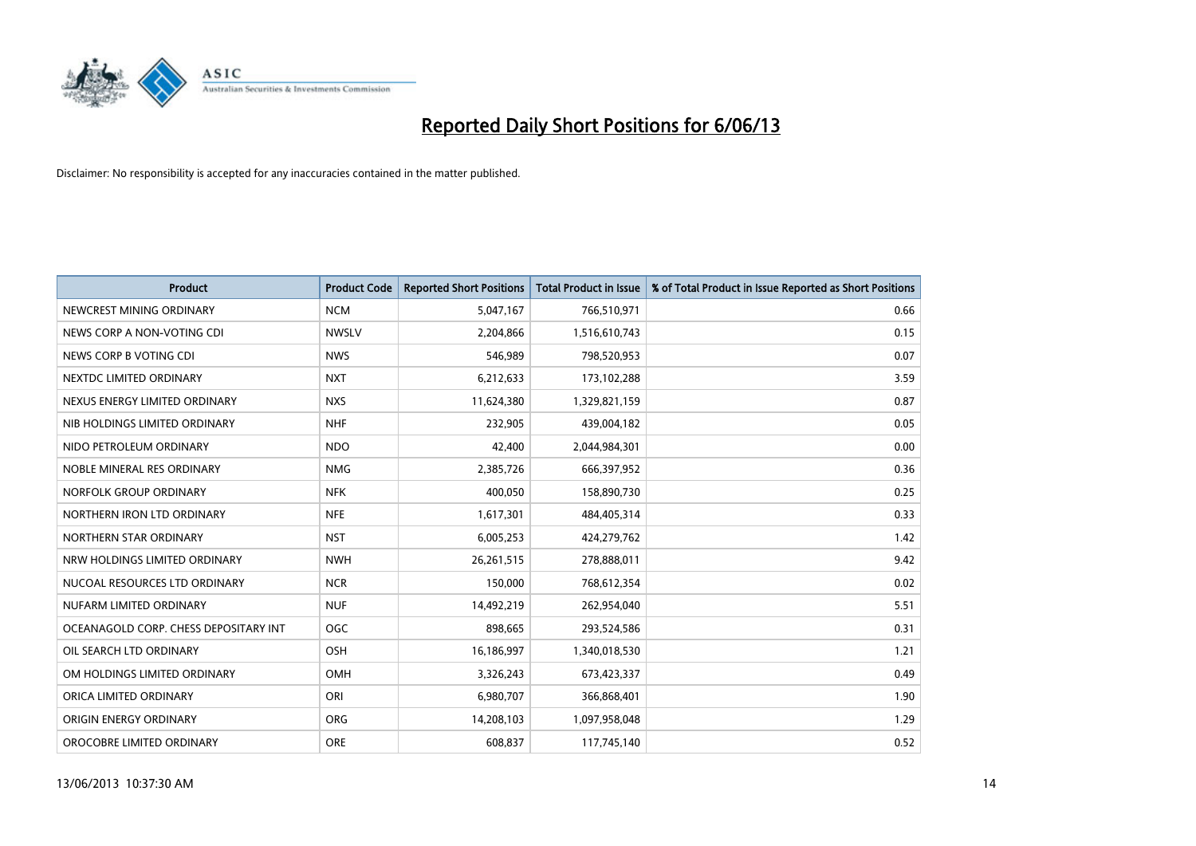# Reported Daily Short Positions for 6/06/13

Disclaimer: No responsibility is accepted for any inaccuracies contained in the matter published.

| Product | Product Code | Reported Short Positions | Total Product in Issue | % of Total Product in Issue Reported as Short Positions |
|---|---|---|---|---|
| NEWCREST MINING ORDINARY | NCM | 5,047,167 | 766,510,971 | 0.66 |
| NEWS CORP A NON-VOTING CDI | NWSLV | 2,204,866 | 1,516,610,743 | 0.15 |
| NEWS CORP B VOTING CDI | NWS | 546,989 | 798,520,953 | 0.07 |
| NEXTDC LIMITED ORDINARY | NXT | 6,212,633 | 173,102,288 | 3.59 |
| NEXUS ENERGY LIMITED ORDINARY | NXS | 11,624,380 | 1,329,821,159 | 0.87 |
| NIB HOLDINGS LIMITED ORDINARY | NHF | 232,905 | 439,004,182 | 0.05 |
| NIDO PETROLEUM ORDINARY | NDO | 42,400 | 2,044,984,301 | 0.00 |
| NOBLE MINERAL RES ORDINARY | NMG | 2,385,726 | 666,397,952 | 0.36 |
| NORFOLK GROUP ORDINARY | NFK | 400,050 | 158,890,730 | 0.25 |
| NORTHERN IRON LTD ORDINARY | NFE | 1,617,301 | 484,405,314 | 0.33 |
| NORTHERN STAR ORDINARY | NST | 6,005,253 | 424,279,762 | 1.42 |
| NRW HOLDINGS LIMITED ORDINARY | NWH | 26,261,515 | 278,888,011 | 9.42 |
| NUCOAL RESOURCES LTD ORDINARY | NCR | 150,000 | 768,612,354 | 0.02 |
| NUFARM LIMITED ORDINARY | NUF | 14,492,219 | 262,954,040 | 5.51 |
| OCEANAGOLD CORP. CHESS DEPOSITARY INT | OGC | 898,665 | 293,524,586 | 0.31 |
| OIL SEARCH LTD ORDINARY | OSH | 16,186,997 | 1,340,018,530 | 1.21 |
| OM HOLDINGS LIMITED ORDINARY | OMH | 3,326,243 | 673,423,337 | 0.49 |
| ORICA LIMITED ORDINARY | ORI | 6,980,707 | 366,868,401 | 1.90 |
| ORIGIN ENERGY ORDINARY | ORG | 14,208,103 | 1,097,958,048 | 1.29 |
| OROCOBRE LIMITED ORDINARY | ORE | 608,837 | 117,745,140 | 0.52 |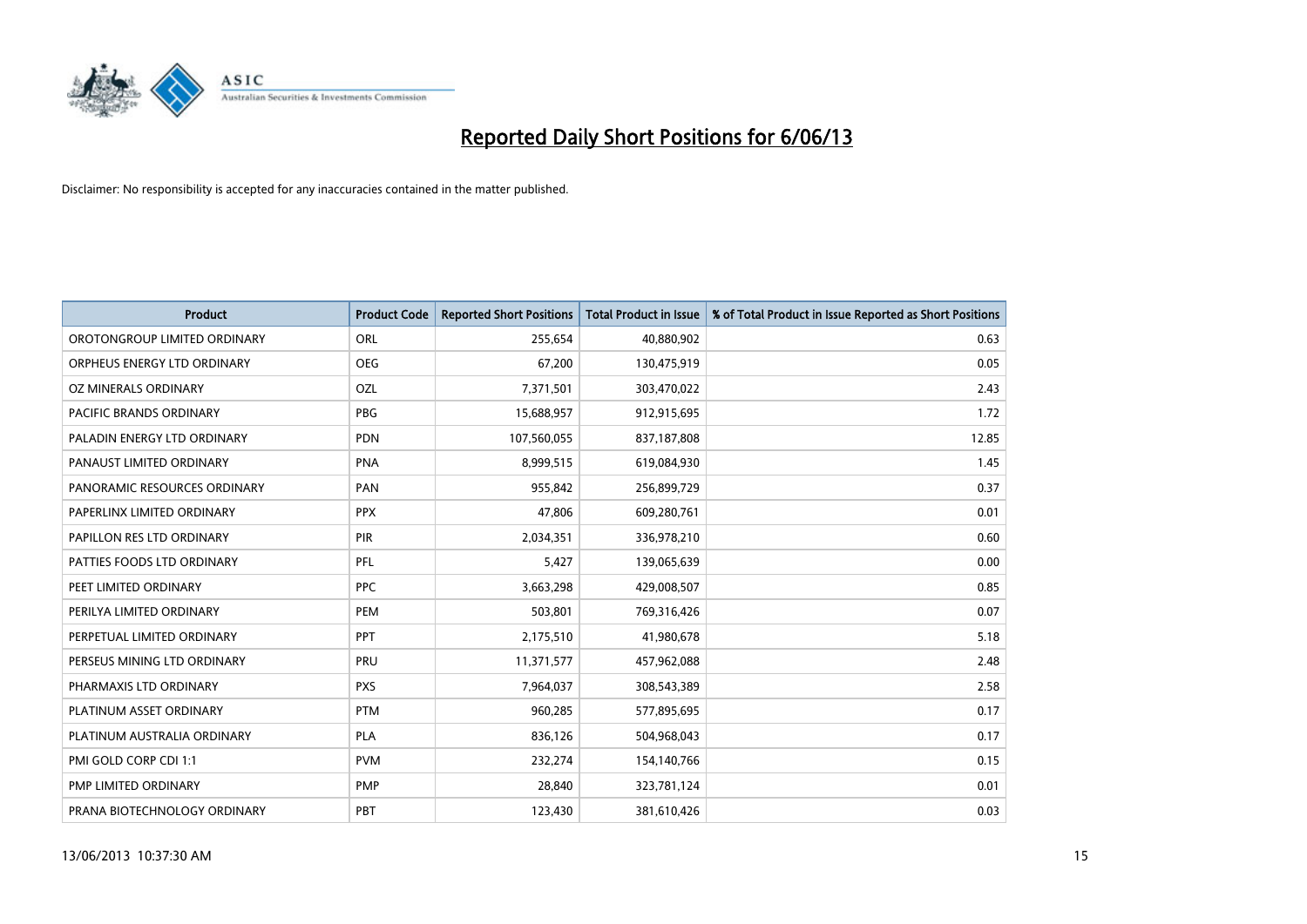# Reported Daily Short Positions for 6/06/13

Disclaimer: No responsibility is accepted for any inaccuracies contained in the matter published.

| Product | Product Code | Reported Short Positions | Total Product in Issue | % of Total Product in Issue Reported as Short Positions |
| --- | --- | --- | --- | --- |
| OROTONGROUP LIMITED ORDINARY | ORL | 255,654 | 40,880,902 | 0.63 |
| ORPHEUS ENERGY LTD ORDINARY | OEG | 67,200 | 130,475,919 | 0.05 |
| OZ MINERALS ORDINARY | OZL | 7,371,501 | 303,470,022 | 2.43 |
| PACIFIC BRANDS ORDINARY | PBG | 15,688,957 | 912,915,695 | 1.72 |
| PALADIN ENERGY LTD ORDINARY | PDN | 107,560,055 | 837,187,808 | 12.85 |
| PANAUST LIMITED ORDINARY | PNA | 8,999,515 | 619,084,930 | 1.45 |
| PANORAMIC RESOURCES ORDINARY | PAN | 955,842 | 256,899,729 | 0.37 |
| PAPERLINX LIMITED ORDINARY | PPX | 47,806 | 609,280,761 | 0.01 |
| PAPILLON RES LTD ORDINARY | PIR | 2,034,351 | 336,978,210 | 0.60 |
| PATTIES FOODS LTD ORDINARY | PFL | 5,427 | 139,065,639 | 0.00 |
| PEET LIMITED ORDINARY | PPC | 3,663,298 | 429,008,507 | 0.85 |
| PERILYA LIMITED ORDINARY | PEM | 503,801 | 769,316,426 | 0.07 |
| PERPETUAL LIMITED ORDINARY | PPT | 2,175,510 | 41,980,678 | 5.18 |
| PERSEUS MINING LTD ORDINARY | PRU | 11,371,577 | 457,962,088 | 2.48 |
| PHARMAXIS LTD ORDINARY | PXS | 7,964,037 | 308,543,389 | 2.58 |
| PLATINUM ASSET ORDINARY | PTM | 960,285 | 577,895,695 | 0.17 |
| PLATINUM AUSTRALIA ORDINARY | PLA | 836,126 | 504,968,043 | 0.17 |
| PMI GOLD CORP CDI 1:1 | PVM | 232,274 | 154,140,766 | 0.15 |
| PMP LIMITED ORDINARY | PMP | 28,840 | 323,781,124 | 0.01 |
| PRANA BIOTECHNOLOGY ORDINARY | PBT | 123,430 | 381,610,426 | 0.03 |

13/06/2013 10:37:30 AM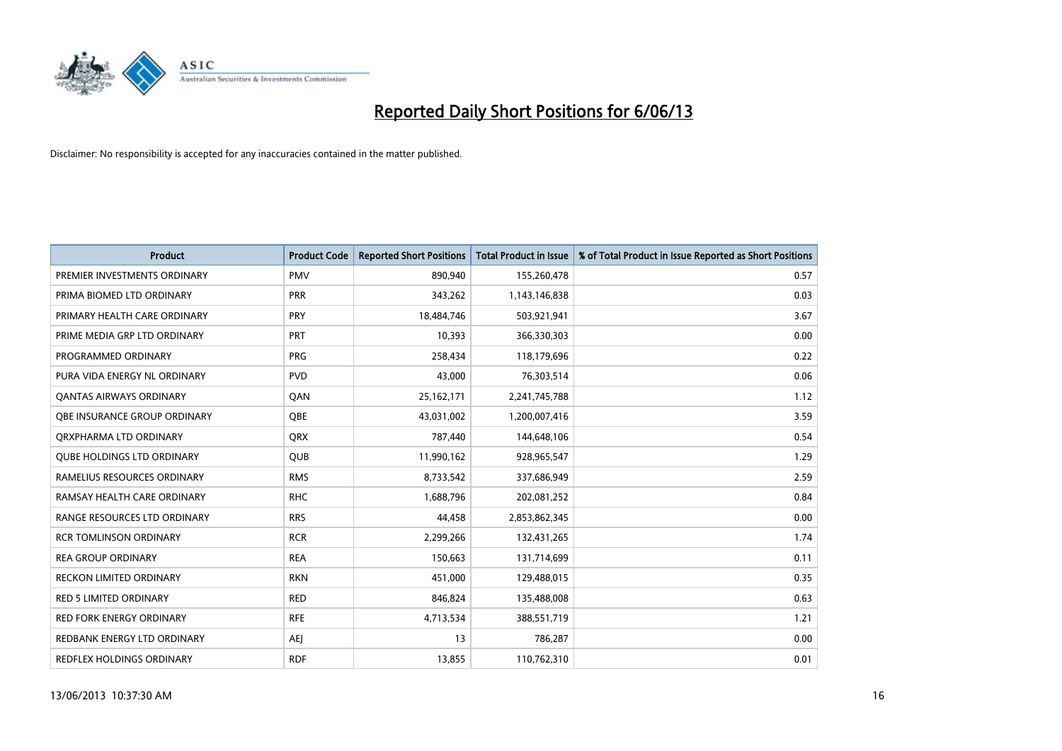# Reported Daily Short Positions for 6/06/13

Disclaimer: No responsibility is accepted for any inaccuracies contained in the matter published.

| Product | Product Code | Reported Short Positions | Total Product in Issue | % of Total Product in Issue Reported as Short Positions |
|---|---|---|---|---|
| PREMIER INVESTMENTS ORDINARY | PMV | 890,940 | 155,260,478 | 0.57 |
| PRIMA BIOMED LTD ORDINARY | PRR | 343,262 | 1,143,146,838 | 0.03 |
| PRIMARY HEALTH CARE ORDINARY | PRY | 18,484,746 | 503,921,941 | 3.67 |
| PRIME MEDIA GRP LTD ORDINARY | PRT | 10,393 | 366,330,303 | 0.00 |
| PROGRAMMED ORDINARY | PRG | 258,434 | 118,179,696 | 0.22 |
| PURA VIDA ENERGY NL ORDINARY | PVD | 43,000 | 76,303,514 | 0.06 |
| QANTAS AIRWAYS ORDINARY | QAN | 25,162,171 | 2,241,745,788 | 1.12 |
| QBE INSURANCE GROUP ORDINARY | QBE | 43,031,002 | 1,200,007,416 | 3.59 |
| QRXPHARMA LTD ORDINARY | QRX | 787,440 | 144,648,106 | 0.54 |
| QUBE HOLDINGS LTD ORDINARY | QUB | 11,990,162 | 928,965,547 | 1.29 |
| RAMELIUS RESOURCES ORDINARY | RMS | 8,733,542 | 337,686,949 | 2.59 |
| RAMSAY HEALTH CARE ORDINARY | RHC | 1,688,796 | 202,081,252 | 0.84 |
| RANGE RESOURCES LTD ORDINARY | RRS | 44,458 | 2,853,862,345 | 0.00 |
| RCR TOMLINSON ORDINARY | RCR | 2,299,266 | 132,431,265 | 1.74 |
| REA GROUP ORDINARY | REA | 150,663 | 131,714,699 | 0.11 |
| RECKON LIMITED ORDINARY | RKN | 451,000 | 129,488,015 | 0.35 |
| RED 5 LIMITED ORDINARY | RED | 846,824 | 135,488,008 | 0.63 |
| RED FORK ENERGY ORDINARY | RFE | 4,713,534 | 388,551,719 | 1.21 |
| REDBANK ENERGY LTD ORDINARY | AEJ | 13 | 786,287 | 0.00 |
| REDFLEX HOLDINGS ORDINARY | RDF | 13,855 | 110,762,310 | 0.01 |

13/06/2013 10:37:30 AM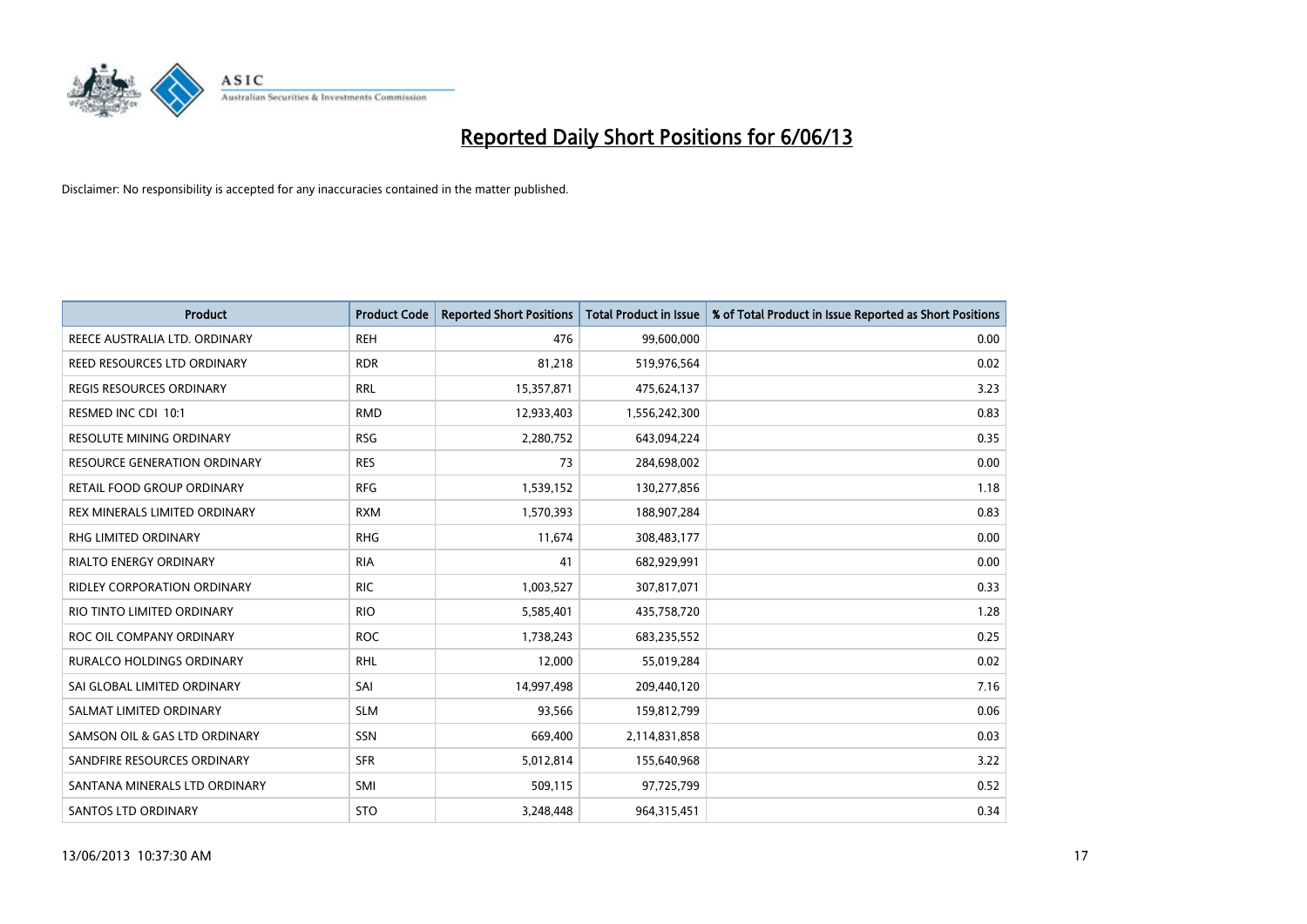# Reported Daily Short Positions for 6/06/13

Disclaimer: No responsibility is accepted for any inaccuracies contained in the matter published.

| Product | Product Code | Reported Short Positions | Total Product in Issue | % of Total Product in Issue Reported as Short Positions |
|---|---|---|---|---|
| REECE AUSTRALIA LTD. ORDINARY | REH | 476 | 99,600,000 | 0.00 |
| REED RESOURCES LTD ORDINARY | RDR | 81,218 | 519,976,564 | 0.02 |
| REGIS RESOURCES ORDINARY | RRL | 15,357,871 | 475,624,137 | 3.23 |
| RESMED INC CDI 10:1 | RMD | 12,933,403 | 1,556,242,300 | 0.83 |
| RESOLUTE MINING ORDINARY | RSG | 2,280,752 | 643,094,224 | 0.35 |
| RESOURCE GENERATION ORDINARY | RES | 73 | 284,698,002 | 0.00 |
| RETAIL FOOD GROUP ORDINARY | RFG | 1,539,152 | 130,277,856 | 1.18 |
| REX MINERALS LIMITED ORDINARY | RXM | 1,570,393 | 188,907,284 | 0.83 |
| RHG LIMITED ORDINARY | RHG | 11,674 | 308,483,177 | 0.00 |
| RIALTO ENERGY ORDINARY | RIA | 41 | 682,929,991 | 0.00 |
| RIDLEY CORPORATION ORDINARY | RIC | 1,003,527 | 307,817,071 | 0.33 |
| RIO TINTO LIMITED ORDINARY | RIO | 5,585,401 | 435,758,720 | 1.28 |
| ROC OIL COMPANY ORDINARY | ROC | 1,738,243 | 683,235,552 | 0.25 |
| RURALCO HOLDINGS ORDINARY | RHL | 12,000 | 55,019,284 | 0.02 |
| SAI GLOBAL LIMITED ORDINARY | SAI | 14,997,498 | 209,440,120 | 7.16 |
| SALMAT LIMITED ORDINARY | SLM | 93,566 | 159,812,799 | 0.06 |
| SAMSON OIL & GAS LTD ORDINARY | SSN | 669,400 | 2,114,831,858 | 0.03 |
| SANDFIRE RESOURCES ORDINARY | SFR | 5,012,814 | 155,640,968 | 3.22 |
| SANTANA MINERALS LTD ORDINARY | SMI | 509,115 | 97,725,799 | 0.52 |
| SANTOS LTD ORDINARY | STO | 3,248,448 | 964,315,451 | 0.34 |

13/06/2013 10:37:30 AM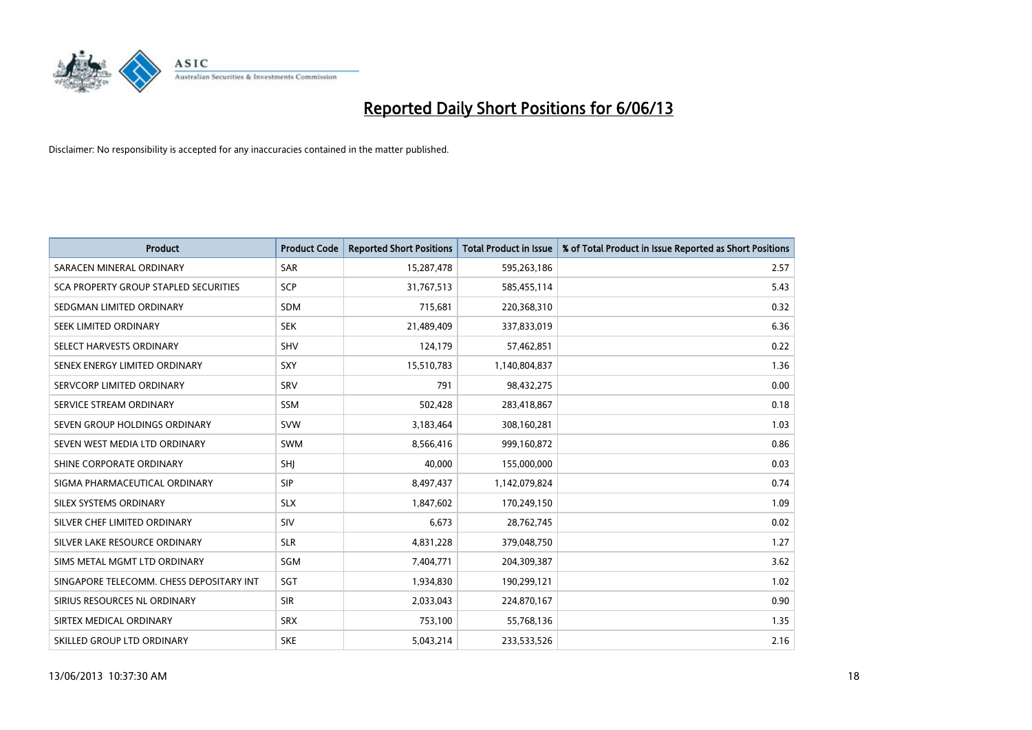# Reported Daily Short Positions for 6/06/13

Disclaimer: No responsibility is accepted for any inaccuracies contained in the matter published.

| Product | Product Code | Reported Short Positions | Total Product in Issue | % of Total Product in Issue Reported as Short Positions |
|---|---|---|---|---|
| SARACEN MINERAL ORDINARY | SAR | 15,287,478 | 595,263,186 | 2.57 |
| SCA PROPERTY GROUP STAPLED SECURITIES | SCP | 31,767,513 | 585,455,114 | 5.43 |
| SEDGMAN LIMITED ORDINARY | SDM | 715,681 | 220,368,310 | 0.32 |
| SEEK LIMITED ORDINARY | SEK | 21,489,409 | 337,833,019 | 6.36 |
| SELECT HARVESTS ORDINARY | SHV | 124,179 | 57,462,851 | 0.22 |
| SENEX ENERGY LIMITED ORDINARY | SXY | 15,510,783 | 1,140,804,837 | 1.36 |
| SERVCORP LIMITED ORDINARY | SRV | 791 | 98,432,275 | 0.00 |
| SERVICE STREAM ORDINARY | SSM | 502,428 | 283,418,867 | 0.18 |
| SEVEN GROUP HOLDINGS ORDINARY | SVW | 3,183,464 | 308,160,281 | 1.03 |
| SEVEN WEST MEDIA LTD ORDINARY | SWM | 8,566,416 | 999,160,872 | 0.86 |
| SHINE CORPORATE ORDINARY | SHJ | 40,000 | 155,000,000 | 0.03 |
| SIGMA PHARMACEUTICAL ORDINARY | SIP | 8,497,437 | 1,142,079,824 | 0.74 |
| SILEX SYSTEMS ORDINARY | SLX | 1,847,602 | 170,249,150 | 1.09 |
| SILVER CHEF LIMITED ORDINARY | SIV | 6,673 | 28,762,745 | 0.02 |
| SILVER LAKE RESOURCE ORDINARY | SLR | 4,831,228 | 379,048,750 | 1.27 |
| SIMS METAL MGMT LTD ORDINARY | SGM | 7,404,771 | 204,309,387 | 3.62 |
| SINGAPORE TELECOMM. CHESS DEPOSITARY INT | SGT | 1,934,830 | 190,299,121 | 1.02 |
| SIRIUS RESOURCES NL ORDINARY | SIR | 2,033,043 | 224,870,167 | 0.90 |
| SIRTEX MEDICAL ORDINARY | SRX | 753,100 | 55,768,136 | 1.35 |
| SKILLED GROUP LTD ORDINARY | SKE | 5,043,214 | 233,533,526 | 2.16 |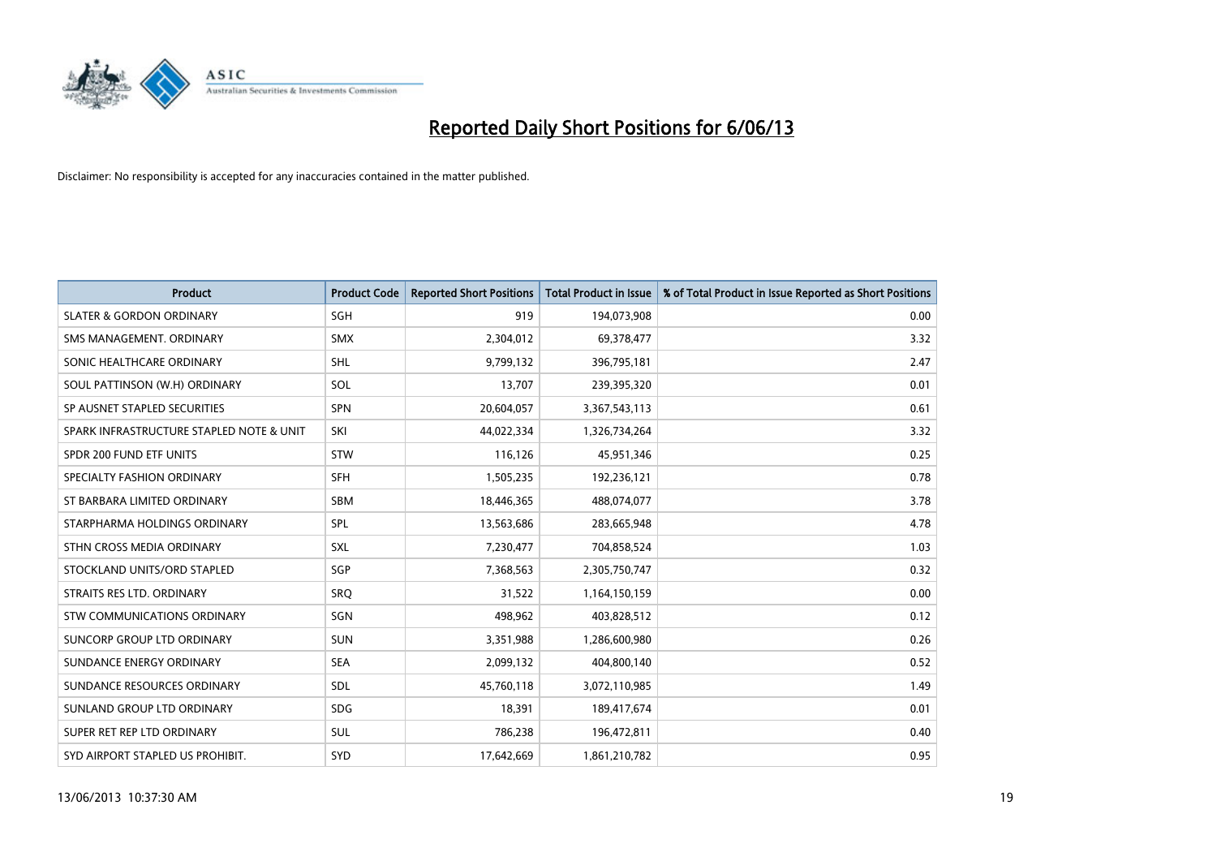# Reported Daily Short Positions for 6/06/13

Disclaimer: No responsibility is accepted for any inaccuracies contained in the matter published.

| Product | Product Code | Reported Short Positions | Total Product in Issue | % of Total Product in Issue Reported as Short Positions |
|---|---|---|---|---|
| SLATER & GORDON ORDINARY | SGH | 919 | 194,073,908 | 0.00 |
| SMS MANAGEMENT. ORDINARY | SMX | 2,304,012 | 69,378,477 | 3.32 |
| SONIC HEALTHCARE ORDINARY | SHL | 9,799,132 | 396,795,181 | 2.47 |
| SOUL PATTINSON (W.H) ORDINARY | SOL | 13,707 | 239,395,320 | 0.01 |
| SP AUSNET STAPLED SECURITIES | SPN | 20,604,057 | 3,367,543,113 | 0.61 |
| SPARK INFRASTRUCTURE STAPLED NOTE & UNIT | SKI | 44,022,334 | 1,326,734,264 | 3.32 |
| SPDR 200 FUND ETF UNITS | STW | 116,126 | 45,951,346 | 0.25 |
| SPECIALTY FASHION ORDINARY | SFH | 1,505,235 | 192,236,121 | 0.78 |
| ST BARBARA LIMITED ORDINARY | SBM | 18,446,365 | 488,074,077 | 3.78 |
| STARPHARMA HOLDINGS ORDINARY | SPL | 13,563,686 | 283,665,948 | 4.78 |
| STHN CROSS MEDIA ORDINARY | SXL | 7,230,477 | 704,858,524 | 1.03 |
| STOCKLAND UNITS/ORD STAPLED | SGP | 7,368,563 | 2,305,750,747 | 0.32 |
| STRAITS RES LTD. ORDINARY | SRQ | 31,522 | 1,164,150,159 | 0.00 |
| STW COMMUNICATIONS ORDINARY | SGN | 498,962 | 403,828,512 | 0.12 |
| SUNCORP GROUP LTD ORDINARY | SUN | 3,351,988 | 1,286,600,980 | 0.26 |
| SUNDANCE ENERGY ORDINARY | SEA | 2,099,132 | 404,800,140 | 0.52 |
| SUNDANCE RESOURCES ORDINARY | SDL | 45,760,118 | 3,072,110,985 | 1.49 |
| SUNLAND GROUP LTD ORDINARY | SDG | 18,391 | 189,417,674 | 0.01 |
| SUPER RET REP LTD ORDINARY | SUL | 786,238 | 196,472,811 | 0.40 |
| SYD AIRPORT STAPLED US PROHIBIT. | SYD | 17,642,669 | 1,861,210,782 | 0.95 |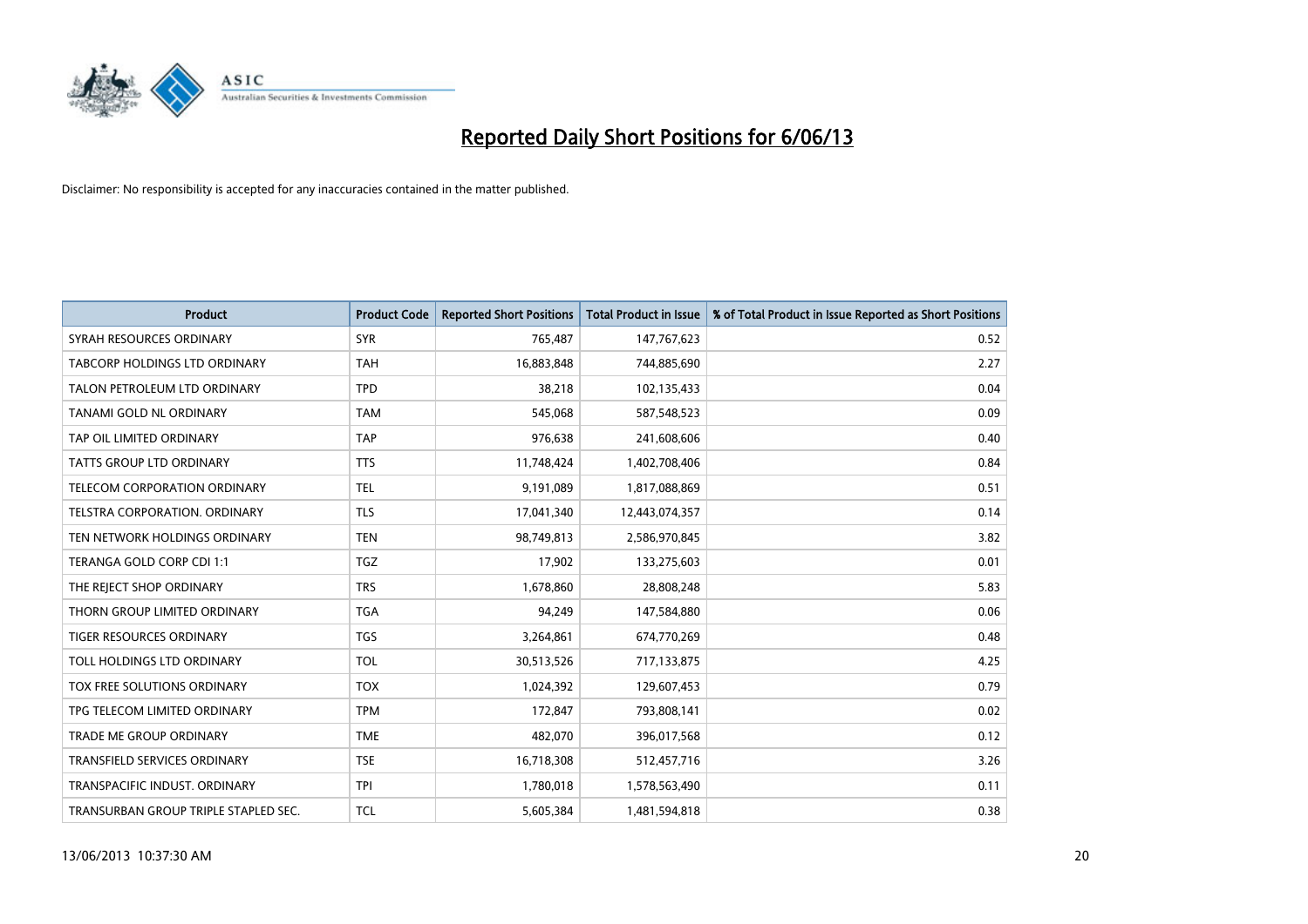# Reported Daily Short Positions for 6/06/13

Disclaimer: No responsibility is accepted for any inaccuracies contained in the matter published.

| Product | Product Code | Reported Short Positions | Total Product in Issue | % of Total Product in Issue Reported as Short Positions |
|---|---|---|---|---|
| SYRAH RESOURCES ORDINARY | SYR | 765,487 | 147,767,623 | 0.52 |
| TABCORP HOLDINGS LTD ORDINARY | TAH | 16,883,848 | 744,885,690 | 2.27 |
| TALON PETROLEUM LTD ORDINARY | TPD | 38,218 | 102,135,433 | 0.04 |
| TANAMI GOLD NL ORDINARY | TAM | 545,068 | 587,548,523 | 0.09 |
| TAP OIL LIMITED ORDINARY | TAP | 976,638 | 241,608,606 | 0.40 |
| TATTS GROUP LTD ORDINARY | TTS | 11,748,424 | 1,402,708,406 | 0.84 |
| TELECOM CORPORATION ORDINARY | TEL | 9,191,089 | 1,817,088,869 | 0.51 |
| TELSTRA CORPORATION. ORDINARY | TLS | 17,041,340 | 12,443,074,357 | 0.14 |
| TEN NETWORK HOLDINGS ORDINARY | TEN | 98,749,813 | 2,586,970,845 | 3.82 |
| TERANGA GOLD CORP CDI 1:1 | TGZ | 17,902 | 133,275,603 | 0.01 |
| THE REJECT SHOP ORDINARY | TRS | 1,678,860 | 28,808,248 | 5.83 |
| THORN GROUP LIMITED ORDINARY | TGA | 94,249 | 147,584,880 | 0.06 |
| TIGER RESOURCES ORDINARY | TGS | 3,264,861 | 674,770,269 | 0.48 |
| TOLL HOLDINGS LTD ORDINARY | TOL | 30,513,526 | 717,133,875 | 4.25 |
| TOX FREE SOLUTIONS ORDINARY | TOX | 1,024,392 | 129,607,453 | 0.79 |
| TPG TELECOM LIMITED ORDINARY | TPM | 172,847 | 793,808,141 | 0.02 |
| TRADE ME GROUP ORDINARY | TME | 482,070 | 396,017,568 | 0.12 |
| TRANSFIELD SERVICES ORDINARY | TSE | 16,718,308 | 512,457,716 | 3.26 |
| TRANSPACIFIC INDUST. ORDINARY | TPI | 1,780,018 | 1,578,563,490 | 0.11 |
| TRANSURBAN GROUP TRIPLE STAPLED SEC. | TCL | 5,605,384 | 1,481,594,818 | 0.38 |

13/06/2013 10:37:30 AM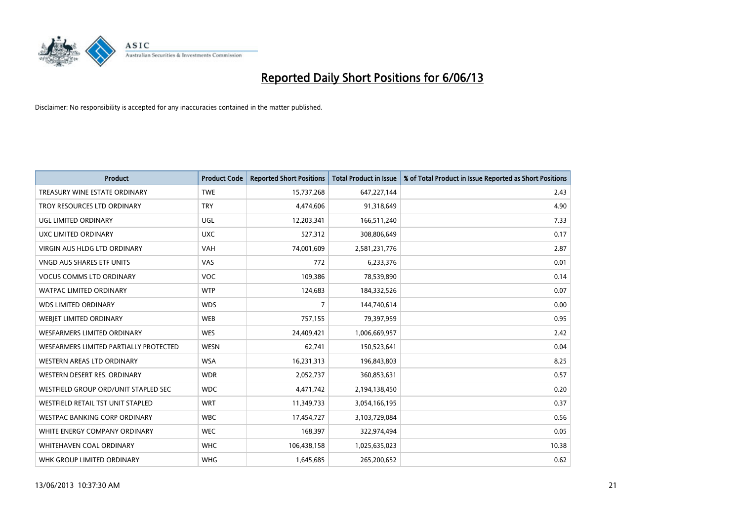# Reported Daily Short Positions for 6/06/13

Disclaimer: No responsibility is accepted for any inaccuracies contained in the matter published.

| Product | Product Code | Reported Short Positions | Total Product in Issue | % of Total Product in Issue Reported as Short Positions |
|---|---|---|---|---|
| TREASURY WINE ESTATE ORDINARY | TWE | 15,737,268 | 647,227,144 | 2.43 |
| TROY RESOURCES LTD ORDINARY | TRY | 4,474,606 | 91,318,649 | 4.90 |
| UGL LIMITED ORDINARY | UGL | 12,203,341 | 166,511,240 | 7.33 |
| UXC LIMITED ORDINARY | UXC | 527,312 | 308,806,649 | 0.17 |
| VIRGIN AUS HLDG LTD ORDINARY | VAH | 74,001,609 | 2,581,231,776 | 2.87 |
| VNGD AUS SHARES ETF UNITS | VAS | 772 | 6,233,376 | 0.01 |
| VOCUS COMMS LTD ORDINARY | VOC | 109,386 | 78,539,890 | 0.14 |
| WATPAC LIMITED ORDINARY | WTP | 124,683 | 184,332,526 | 0.07 |
| WDS LIMITED ORDINARY | WDS | 7 | 144,740,614 | 0.00 |
| WEBJET LIMITED ORDINARY | WEB | 757,155 | 79,397,959 | 0.95 |
| WESFARMERS LIMITED ORDINARY | WES | 24,409,421 | 1,006,669,957 | 2.42 |
| WESFARMERS LIMITED PARTIALLY PROTECTED | WESN | 62,741 | 150,523,641 | 0.04 |
| WESTERN AREAS LTD ORDINARY | WSA | 16,231,313 | 196,843,803 | 8.25 |
| WESTERN DESERT RES. ORDINARY | WDR | 2,052,737 | 360,853,631 | 0.57 |
| WESTFIELD GROUP ORD/UNIT STAPLED SEC | WDC | 4,471,742 | 2,194,138,450 | 0.20 |
| WESTFIELD RETAIL TST UNIT STAPLED | WRT | 11,349,733 | 3,054,166,195 | 0.37 |
| WESTPAC BANKING CORP ORDINARY | WBC | 17,454,727 | 3,103,729,084 | 0.56 |
| WHITE ENERGY COMPANY ORDINARY | WEC | 168,397 | 322,974,494 | 0.05 |
| WHITEHAVEN COAL ORDINARY | WHC | 106,438,158 | 1,025,635,023 | 10.38 |
| WHK GROUP LIMITED ORDINARY | WHG | 1,645,685 | 265,200,652 | 0.62 |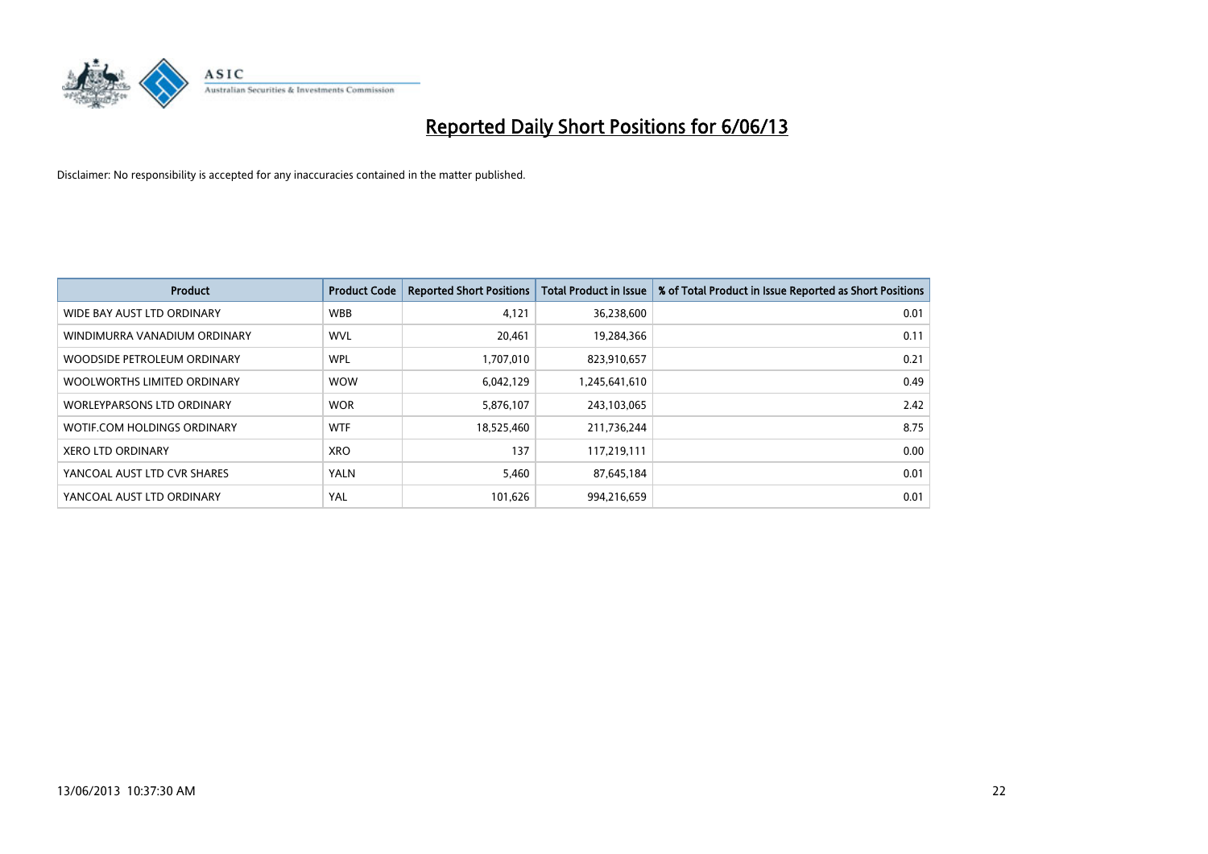# Reported Daily Short Positions for 6/06/13

Disclaimer: No responsibility is accepted for any inaccuracies contained in the matter published.

| Product | Product Code | Reported Short Positions | Total Product in Issue | % of Total Product in Issue Reported as Short Positions |
|---|---|---|---|---|
| WIDE BAY AUST LTD ORDINARY | WBB | 4,121 | 36,238,600 | 0.01 |
| WINDIMURRA VANADIUM ORDINARY | WVL | 20,461 | 19,284,366 | 0.11 |
| WOODSIDE PETROLEUM ORDINARY | WPL | 1,707,010 | 823,910,657 | 0.21 |
| WOOLWORTHS LIMITED ORDINARY | WOW | 6,042,129 | 1,245,641,610 | 0.49 |
| WORLEYPARSONS LTD ORDINARY | WOR | 5,876,107 | 243,103,065 | 2.42 |
| WOTIF.COM HOLDINGS ORDINARY | WTF | 18,525,460 | 211,736,244 | 8.75 |
| XERO LTD ORDINARY | XRO | 137 | 117,219,111 | 0.00 |
| YANCOAL AUST LTD CVR SHARES | YALN | 5,460 | 87,645,184 | 0.01 |
| YANCOAL AUST LTD ORDINARY | YAL | 101,626 | 994,216,659 | 0.01 |